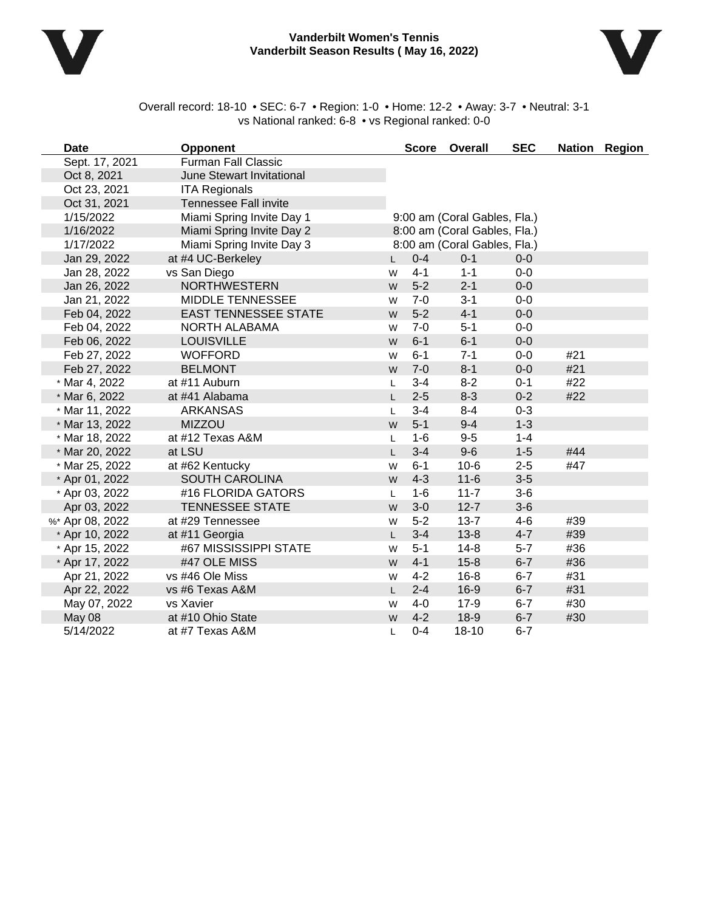# Vanderbilt Women's Tennis
## Vanderbilt Season Results ( May 16, 2022)

Overall record: 18-10 • SEC: 6-7 • Region: 1-0 • Home: 12-2 • Away: 3-7 • Neutral: 3-1
vs National ranked: 6-8 • vs Regional ranked: 0-0

| Date | Opponent | | Score | Overall | SEC | Nation | Region |
|---|---|---|---|---|---|---|---|
| Sept. 17, 2021 | Furman Fall Classic | | | | | | |
| Oct 8, 2021 | June Stewart Invitational | | | | | | |
| Oct 23, 2021 | ITA Regionals | | | | | | |
| Oct 31, 2021 | Tennessee Fall invite | | | | | | |
| 1/15/2022 | Miami Spring Invite Day 1 | | 9:00 am (Coral Gables, Fla.) | | | | |
| 1/16/2022 | Miami Spring Invite Day 2 | | 8:00 am (Coral Gables, Fla.) | | | | |
| 1/17/2022 | Miami Spring Invite Day 3 | | 8:00 am (Coral Gables, Fla.) | | | | |
| Jan 29, 2022 | at #4 UC-Berkeley | L | 0-4 | 0-1 | 0-0 | | |
| Jan 28, 2022 | vs San Diego | W | 4-1 | 1-1 | 0-0 | | |
| Jan 26, 2022 | NORTHWESTERN | W | 5-2 | 2-1 | 0-0 | | |
| Jan 21, 2022 | MIDDLE TENNESSEE | W | 7-0 | 3-1 | 0-0 | | |
| Feb 04, 2022 | EAST TENNESSEE STATE | W | 5-2 | 4-1 | 0-0 | | |
| Feb 04, 2022 | NORTH ALABAMA | W | 7-0 | 5-1 | 0-0 | | |
| Feb 06, 2022 | LOUISVILLE | W | 6-1 | 6-1 | 0-0 | | |
| Feb 27, 2022 | WOFFORD | W | 6-1 | 7-1 | 0-0 | #21 | |
| Feb 27, 2022 | BELMONT | W | 7-0 | 8-1 | 0-0 | #21 | |
| * Mar 4, 2022 | at #11 Auburn | L | 3-4 | 8-2 | 0-1 | #22 | |
| * Mar 6, 2022 | at #41 Alabama | L | 2-5 | 8-3 | 0-2 | #22 | |
| * Mar 11, 2022 | ARKANSAS | L | 3-4 | 8-4 | 0-3 | | |
| * Mar 13, 2022 | MIZZOU | W | 5-1 | 9-4 | 1-3 | | |
| * Mar 18, 2022 | at #12 Texas A&M | L | 1-6 | 9-5 | 1-4 | | |
| * Mar 20, 2022 | at LSU | L | 3-4 | 9-6 | 1-5 | #44 | |
| * Mar 25, 2022 | at #62 Kentucky | W | 6-1 | 10-6 | 2-5 | #47 | |
| * Apr 01, 2022 | SOUTH CAROLINA | W | 4-3 | 11-6 | 3-5 | | |
| * Apr 03, 2022 | #16 FLORIDA GATORS | L | 1-6 | 11-7 | 3-6 | | |
| Apr 03, 2022 | TENNESSEE STATE | W | 3-0 | 12-7 | 3-6 | | |
| %* Apr 08, 2022 | at #29 Tennessee | W | 5-2 | 13-7 | 4-6 | #39 | |
| * Apr 10, 2022 | at #11 Georgia | L | 3-4 | 13-8 | 4-7 | #39 | |
| * Apr 15, 2022 | #67 MISSISSIPPI STATE | W | 5-1 | 14-8 | 5-7 | #36 | |
| * Apr 17, 2022 | #47 OLE MISS | W | 4-1 | 15-8 | 6-7 | #36 | |
| Apr 21, 2022 | vs #46 Ole Miss | W | 4-2 | 16-8 | 6-7 | #31 | |
| Apr 22, 2022 | vs #6 Texas A&M | L | 2-4 | 16-9 | 6-7 | #31 | |
| May 07, 2022 | vs Xavier | W | 4-0 | 17-9 | 6-7 | #30 | |
| May 08 | at #10 Ohio State | W | 4-2 | 18-9 | 6-7 | #30 | |
| 5/14/2022 | at #7 Texas A&M | L | 0-4 | 18-10 | 6-7 | | |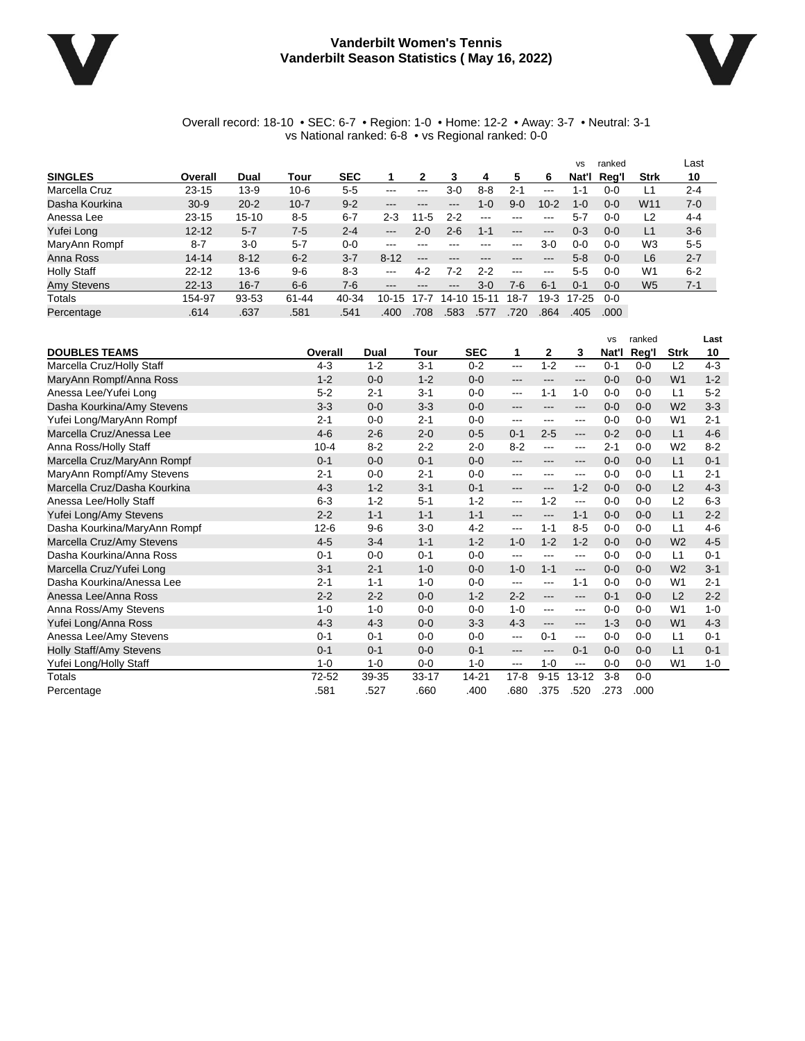# Vanderbilt Women's Tennis
## Vanderbilt Season Statistics ( May 16, 2022)

Overall record: 18-10 • SEC: 6-7 • Region: 1-0 • Home: 12-2 • Away: 3-7 • Neutral: 3-1
vs National ranked: 6-8 • vs Regional ranked: 0-0

| SINGLES | Overall | Dual | Tour | SEC | 1 | 2 | 3 | 4 | 5 | 6 | vs Nat'l | ranked Reg'l | Strk | Last 10 |
|---|---|---|---|---|---|---|---|---|---|---|---|---|---|---|
| Marcella Cruz | 23-15 | 13-9 | 10-6 | 5-5 | --- | --- | 3-0 | 8-8 | 2-1 | --- | 1-1 | 0-0 | L1 | 2-4 |
| Dasha Kourkina | 30-9 | 20-2 | 10-7 | 9-2 | --- | --- | --- | 1-0 | 9-0 | 10-2 | 1-0 | 0-0 | W11 | 7-0 |
| Anessa Lee | 23-15 | 15-10 | 8-5 | 6-7 | 2-3 | 11-5 | 2-2 | --- | --- | --- | 5-7 | 0-0 | L2 | 4-4 |
| Yufei Long | 12-12 | 5-7 | 7-5 | 2-4 | --- | 2-0 | 2-6 | 1-1 | --- | --- | 0-3 | 0-0 | L1 | 3-6 |
| MaryAnn Rompf | 8-7 | 3-0 | 5-7 | 0-0 | --- | --- | --- | --- | --- | 3-0 | 0-0 | 0-0 | W3 | 5-5 |
| Anna Ross | 14-14 | 8-12 | 6-2 | 3-7 | 8-12 | --- | --- | --- | --- | --- | 5-8 | 0-0 | L6 | 2-7 |
| Holly Staff | 22-12 | 13-6 | 9-6 | 8-3 | --- | 4-2 | 7-2 | 2-2 | --- | --- | 5-5 | 0-0 | W1 | 6-2 |
| Amy Stevens | 22-13 | 16-7 | 6-6 | 7-6 | --- | --- | --- | 3-0 | 7-6 | 6-1 | 0-1 | 0-0 | W5 | 7-1 |
| Totals | 154-97 | 93-53 | 61-44 | 40-34 | 10-15 | 17-7 | 14-10 | 15-11 | 18-7 | 19-3 | 17-25 | 0-0 | | |
| Percentage | .614 | .637 | .581 | .541 | .400 | .708 | .583 | .577 | .720 | .864 | .405 | .000 | | |

| DOUBLES TEAMS | Overall | Dual | Tour | SEC | 1 | 2 | 3 | vs Nat'l | ranked Reg'l | Strk | Last 10 |
|---|---|---|---|---|---|---|---|---|---|---|---|
| Marcella Cruz/Holly Staff | 4-3 | 1-2 | 3-1 | 0-2 | --- | 1-2 | --- | 0-1 | 0-0 | L2 | 4-3 |
| MaryAnn Rompf/Anna Ross | 1-2 | 0-0 | 1-2 | 0-0 | --- | --- | --- | 0-0 | 0-0 | W1 | 1-2 |
| Anessa Lee/Yufei Long | 5-2 | 2-1 | 3-1 | 0-0 | --- | 1-1 | 1-0 | 0-0 | 0-0 | L1 | 5-2 |
| Dasha Kourkina/Amy Stevens | 3-3 | 0-0 | 3-3 | 0-0 | --- | --- | --- | 0-0 | 0-0 | W2 | 3-3 |
| Yufei Long/MaryAnn Rompf | 2-1 | 0-0 | 2-1 | 0-0 | --- | --- | --- | 0-0 | 0-0 | W1 | 2-1 |
| Marcella Cruz/Anessa Lee | 4-6 | 2-6 | 2-0 | 0-5 | 0-1 | 2-5 | --- | 0-2 | 0-0 | L1 | 4-6 |
| Anna Ross/Holly Staff | 10-4 | 8-2 | 2-2 | 2-0 | 8-2 | --- | --- | 2-1 | 0-0 | W2 | 8-2 |
| Marcella Cruz/MaryAnn Rompf | 0-1 | 0-0 | 0-1 | 0-0 | --- | --- | --- | 0-0 | 0-0 | L1 | 0-1 |
| MaryAnn Rompf/Amy Stevens | 2-1 | 0-0 | 2-1 | 0-0 | --- | --- | --- | 0-0 | 0-0 | L1 | 2-1 |
| Marcella Cruz/Dasha Kourkina | 4-3 | 1-2 | 3-1 | 0-1 | --- | --- | 1-2 | 0-0 | 0-0 | L2 | 4-3 |
| Anessa Lee/Holly Staff | 6-3 | 1-2 | 5-1 | 1-2 | --- | 1-2 | --- | 0-0 | 0-0 | L2 | 6-3 |
| Yufei Long/Amy Stevens | 2-2 | 1-1 | 1-1 | 1-1 | --- | --- | 1-1 | 0-0 | 0-0 | L1 | 2-2 |
| Dasha Kourkina/MaryAnn Rompf | 12-6 | 9-6 | 3-0 | 4-2 | --- | 1-1 | 8-5 | 0-0 | 0-0 | L1 | 4-6 |
| Marcella Cruz/Amy Stevens | 4-5 | 3-4 | 1-1 | 1-2 | 1-0 | 1-2 | 1-2 | 0-0 | 0-0 | W2 | 4-5 |
| Dasha Kourkina/Anna Ross | 0-1 | 0-0 | 0-1 | 0-0 | --- | --- | --- | 0-0 | 0-0 | L1 | 0-1 |
| Marcella Cruz/Yufei Long | 3-1 | 2-1 | 1-0 | 0-0 | 1-0 | 1-1 | --- | 0-0 | 0-0 | W2 | 3-1 |
| Dasha Kourkina/Anessa Lee | 2-1 | 1-1 | 1-0 | 0-0 | --- | --- | 1-1 | 0-0 | 0-0 | W1 | 2-1 |
| Anessa Lee/Anna Ross | 2-2 | 2-2 | 0-0 | 1-2 | 2-2 | --- | --- | 0-1 | 0-0 | L2 | 2-2 |
| Anna Ross/Amy Stevens | 1-0 | 1-0 | 0-0 | 0-0 | 1-0 | --- | --- | 0-0 | 0-0 | W1 | 1-0 |
| Yufei Long/Anna Ross | 4-3 | 4-3 | 0-0 | 3-3 | 4-3 | --- | --- | 1-3 | 0-0 | W1 | 4-3 |
| Anessa Lee/Amy Stevens | 0-1 | 0-1 | 0-0 | 0-0 | --- | 0-1 | --- | 0-0 | 0-0 | L1 | 0-1 |
| Holly Staff/Amy Stevens | 0-1 | 0-1 | 0-0 | 0-1 | --- | --- | 0-1 | 0-0 | 0-0 | L1 | 0-1 |
| Yufei Long/Holly Staff | 1-0 | 1-0 | 0-0 | 1-0 | --- | 1-0 | --- | 0-0 | 0-0 | W1 | 1-0 |
| Totals | 72-52 | 39-35 | 33-17 | 14-21 | 17-8 | 9-15 | 13-12 | 3-8 | 0-0 | | |
| Percentage | .581 | .527 | .660 | .400 | .680 | .375 | .520 | .273 | .000 | | |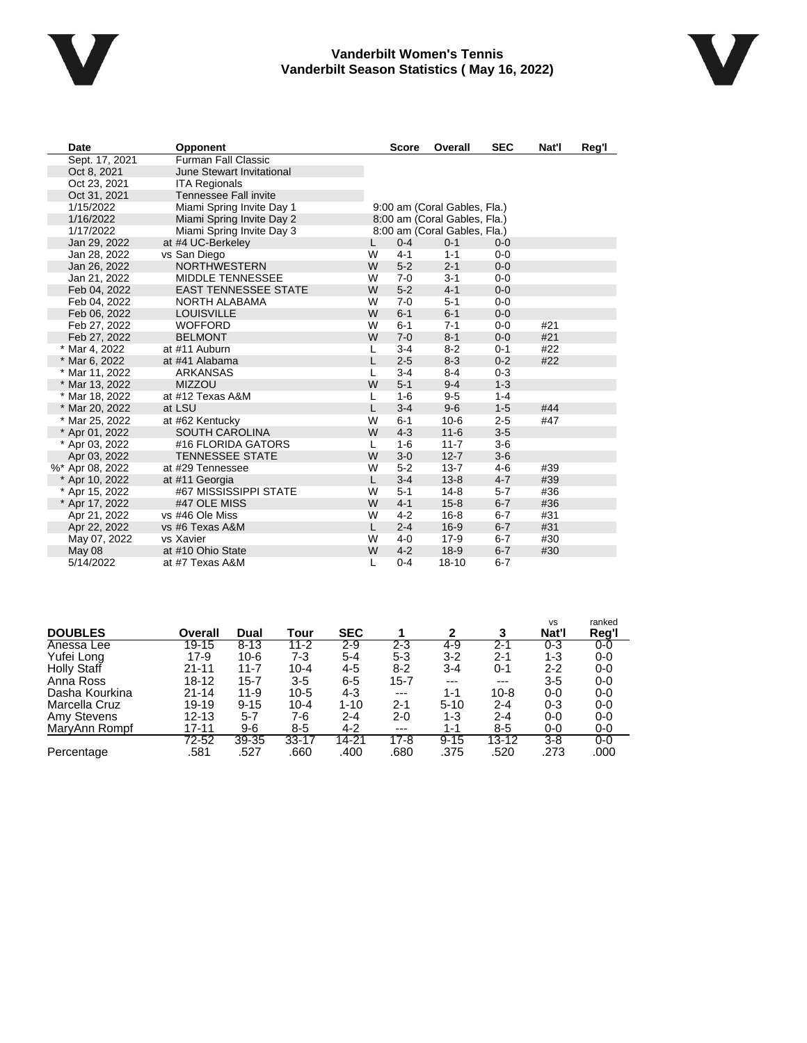**Vanderbilt Women's Tennis**
**Vanderbilt Season Statistics ( May 16, 2022)**

| Date | Opponent | | Score | Overall | SEC | Nat'l | Reg'l |
|---|---|---|---|---|---|---|---|
| Sept. 17, 2021 | Furman Fall Classic | | | | | | |
| Oct 8, 2021 | June Stewart Invitational | | | | | | |
| Oct 23, 2021 | ITA Regionals | | | | | | |
| Oct 31, 2021 | Tennessee Fall invite | | | | | | |
| 1/15/2022 | Miami Spring Invite Day 1 | 9:00 am (Coral Gables, Fla.) | | | | | |
| 1/16/2022 | Miami Spring Invite Day 2 | 8:00 am (Coral Gables, Fla.) | | | | | |
| 1/17/2022 | Miami Spring Invite Day 3 | 8:00 am (Coral Gables, Fla.) | | | | | |
| Jan 29, 2022 | at #4 UC-Berkeley | L | 0-4 | 0-1 | 0-0 | | |
| Jan 28, 2022 | vs San Diego | W | 4-1 | 1-1 | 0-0 | | |
| Jan 26, 2022 | NORTHWESTERN | W | 5-2 | 2-1 | 0-0 | | |
| Jan 21, 2022 | MIDDLE TENNESSEE | W | 7-0 | 3-1 | 0-0 | | |
| Feb 04, 2022 | EAST TENNESSEE STATE | W | 5-2 | 4-1 | 0-0 | | |
| Feb 04, 2022 | NORTH ALABAMA | W | 7-0 | 5-1 | 0-0 | | |
| Feb 06, 2022 | LOUISVILLE | W | 6-1 | 6-1 | 0-0 | | |
| Feb 27, 2022 | WOFFORD | W | 6-1 | 7-1 | 0-0 | #21 | |
| Feb 27, 2022 | BELMONT | W | 7-0 | 8-1 | 0-0 | #21 | |
| * Mar 4, 2022 | at #11 Auburn | L | 3-4 | 8-2 | 0-1 | #22 | |
| * Mar 6, 2022 | at #41 Alabama | L | 2-5 | 8-3 | 0-2 | #22 | |
| * Mar 11, 2022 | ARKANSAS | L | 3-4 | 8-4 | 0-3 | | |
| * Mar 13, 2022 | MIZZOU | W | 5-1 | 9-4 | 1-3 | | |
| * Mar 18, 2022 | at #12 Texas A&M | L | 1-6 | 9-5 | 1-4 | | |
| * Mar 20, 2022 | at LSU | L | 3-4 | 9-6 | 1-5 | #44 | |
| * Mar 25, 2022 | at #62 Kentucky | W | 6-1 | 10-6 | 2-5 | #47 | |
| * Apr 01, 2022 | SOUTH CAROLINA | W | 4-3 | 11-6 | 3-5 | | |
| * Apr 03, 2022 | #16 FLORIDA GATORS | L | 1-6 | 11-7 | 3-6 | | |
| Apr 03, 2022 | TENNESSEE STATE | W | 3-0 | 12-7 | 3-6 | | |
| %* Apr 08, 2022 | at #29 Tennessee | W | 5-2 | 13-7 | 4-6 | #39 | |
| * Apr 10, 2022 | at #11 Georgia | L | 3-4 | 13-8 | 4-7 | #39 | |
| * Apr 15, 2022 | #67 MISSISSIPPI STATE | W | 5-1 | 14-8 | 5-7 | #36 | |
| * Apr 17, 2022 | #47 OLE MISS | W | 4-1 | 15-8 | 6-7 | #36 | |
| Apr 21, 2022 | vs #46 Ole Miss | W | 4-2 | 16-8 | 6-7 | #31 | |
| Apr 22, 2022 | vs #6 Texas A&M | L | 2-4 | 16-9 | 6-7 | #31 | |
| May 07, 2022 | vs Xavier | W | 4-0 | 17-9 | 6-7 | #30 | |
| May 08 | at #10 Ohio State | W | 4-2 | 18-9 | 6-7 | #30 | |
| 5/14/2022 | at #7 Texas A&M | L | 0-4 | 18-10 | 6-7 | | |

| DOUBLES | Overall | Dual | Tour | SEC | 1 | 2 | 3 | vs Nat'l | ranked Reg'l |
|---|---|---|---|---|---|---|---|---|---|
| Anessa Lee | 19-15 | 8-13 | 11-2 | 2-9 | 2-3 | 4-9 | 2-1 | 0-3 | 0-0 |
| Yufei Long | 17-9 | 10-6 | 7-3 | 5-4 | 5-3 | 3-2 | 2-1 | 1-3 | 0-0 |
| Holly Staff | 21-11 | 11-7 | 10-4 | 4-5 | 8-2 | 3-4 | 0-1 | 2-2 | 0-0 |
| Anna Ross | 18-12 | 15-7 | 3-5 | 6-5 | 15-7 | --- | --- | 3-5 | 0-0 |
| Dasha Kourkina | 21-14 | 11-9 | 10-5 | 4-3 | --- | 1-1 | 10-8 | 0-0 | 0-0 |
| Marcella Cruz | 19-19 | 9-15 | 10-4 | 1-10 | 2-1 | 5-10 | 2-4 | 0-3 | 0-0 |
| Amy Stevens | 12-13 | 5-7 | 7-6 | 2-4 | 2-0 | 1-3 | 2-4 | 0-0 | 0-0 |
| MaryAnn Rompf | 17-11 | 9-6 | 8-5 | 4-2 | --- | 1-1 | 8-5 | 0-0 | 0-0 |
| | 72-52 | 39-35 | 33-17 | 14-21 | 17-8 | 9-15 | 13-12 | 3-8 | 0-0 |
| Percentage | .581 | .527 | .660 | .400 | .680 | .375 | .520 | .273 | .000 |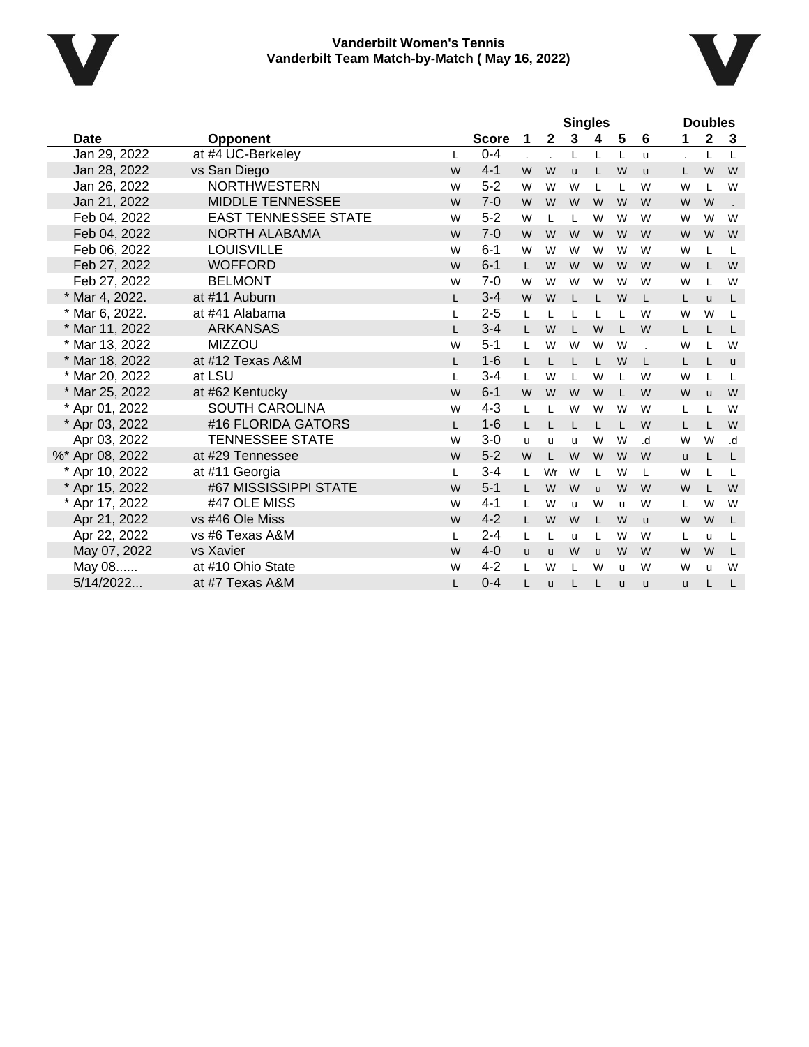**Vanderbilt Women's Tennis**
**Vanderbilt Team Match-by-Match ( May 16, 2022)**

| Date | Opponent | | Score | Singles 1 | 2 | 3 | 4 | 5 | 6 | Doubles 1 | 2 | 3 |
|---|---|---|---|---|---|---|---|---|---|---|---|---|
| Jan 29, 2022 | at #4 UC-Berkeley | L | 0-4 | . | . | L | L | L | u | . | L | L |
| Jan 28, 2022 | vs San Diego | W | 4-1 | W | W | u | L | W | u | L | W | W |
| Jan 26, 2022 | NORTHWESTERN | W | 5-2 | W | W | W | L | L | W | W | L | W |
| Jan 21, 2022 | MIDDLE TENNESSEE | W | 7-0 | W | W | W | W | W | W | W | W | . |
| Feb 04, 2022 | EAST TENNESSEE STATE | W | 5-2 | W | L | L | W | W | W | W | W | W |
| Feb 04, 2022 | NORTH ALABAMA | W | 7-0 | W | W | W | W | W | W | W | W | W |
| Feb 06, 2022 | LOUISVILLE | W | 6-1 | W | W | W | W | W | W | W | L | L |
| Feb 27, 2022 | WOFFORD | W | 6-1 | L | W | W | W | W | W | W | L | W |
| Feb 27, 2022 | BELMONT | W | 7-0 | W | W | W | W | W | W | W | L | W |
| * Mar 4, 2022. | at #11 Auburn | L | 3-4 | W | W | L | L | W | L | L | u | L |
| * Mar 6, 2022. | at #41 Alabama | L | 2-5 | L | L | L | L | L | W | W | W | L |
| * Mar 11, 2022 | ARKANSAS | L | 3-4 | L | W | L | W | L | W | L | L | L |
| * Mar 13, 2022 | MIZZOU | W | 5-1 | L | W | W | W | W | . | W | L | W |
| * Mar 18, 2022 | at #12 Texas A&M | L | 1-6 | L | L | L | L | W | L | L | L | u |
| * Mar 20, 2022 | at LSU | L | 3-4 | L | W | L | W | L | W | W | L | L |
| * Mar 25, 2022 | at #62 Kentucky | W | 6-1 | W | W | W | W | L | W | W | u | W |
| * Apr 01, 2022 | SOUTH CAROLINA | W | 4-3 | L | L | W | W | W | W | L | L | W |
| * Apr 03, 2022 | #16 FLORIDA GATORS | L | 1-6 | L | L | L | L | L | W | L | L | W |
| Apr 03, 2022 | TENNESSEE STATE | W | 3-0 | u | u | u | W | W | .d | W | W | .d |
| %* Apr 08, 2022 | at #29 Tennessee | W | 5-2 | W | L | W | W | W | W | u | L | L |
| * Apr 10, 2022 | at #11 Georgia | L | 3-4 | L | Wr | W | L | W | L | W | L | L |
| * Apr 15, 2022 | #67 MISSISSIPPI STATE | W | 5-1 | L | W | W | u | W | W | W | L | W |
| * Apr 17, 2022 | #47 OLE MISS | W | 4-1 | L | W | u | W | u | W | L | W | W |
| Apr 21, 2022 | vs #46 Ole Miss | W | 4-2 | L | W | W | L | W | u | W | W | L |
| Apr 22, 2022 | vs #6 Texas A&M | L | 2-4 | L | L | u | L | W | W | L | u | L |
| May 07, 2022 | vs Xavier | W | 4-0 | u | u | W | u | W | W | W | W | L |
| May 08...... | at #10 Ohio State | W | 4-2 | L | W | L | W | u | W | W | u | W |
| 5/14/2022... | at #7 Texas A&M | L | 0-4 | L | u | L | L | u | u | u | L | L |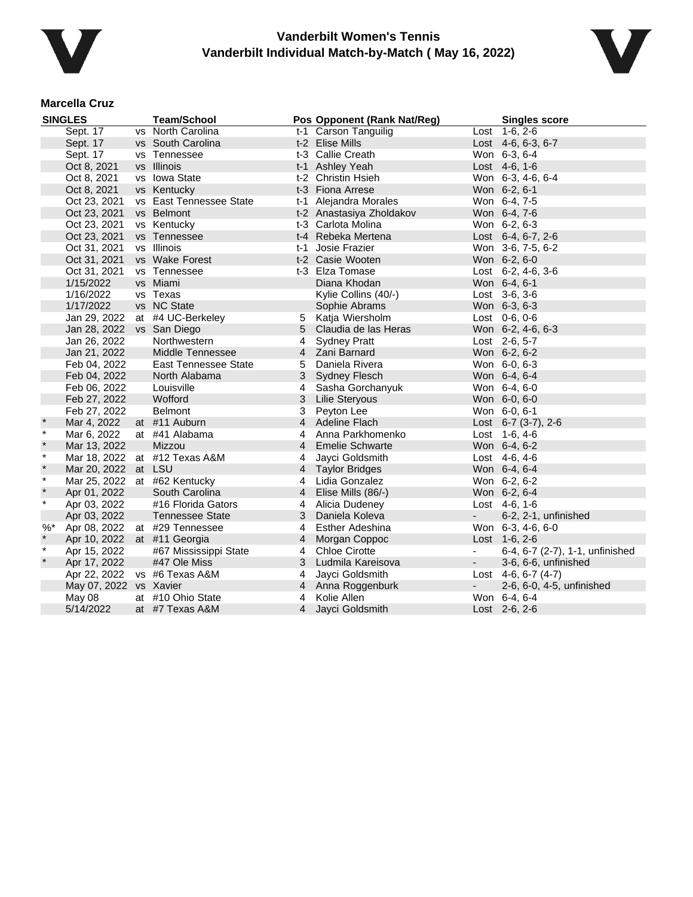# Vanderbilt Women's Tennis
## Vanderbilt Individual Match-by-Match ( May 16, 2022)

### Marcella Cruz

| SINGLES | | | Team/School | Pos | Opponent (Rank Nat/Reg) | | Singles score |
|---|---|---|---|---|---|---|---|
| | Sept. 17 | vs | North Carolina | t-1 | Carson Tanguilig | Lost | 1-6, 2-6 |
| | Sept. 17 | vs | South Carolina | t-2 | Elise Mills | Lost | 4-6, 6-3, 6-7 |
| | Sept. 17 | vs | Tennessee | t-3 | Callie Creath | Won | 6-3, 6-4 |
| | Oct 8, 2021 | vs | Illinois | t-1 | Ashley Yeah | Lost | 4-6, 1-6 |
| | Oct 8, 2021 | vs | Iowa State | t-2 | Christin Hsieh | Won | 6-3, 4-6, 6-4 |
| | Oct 8, 2021 | vs | Kentucky | t-3 | Fiona Arrese | Won | 6-2, 6-1 |
| | Oct 23, 2021 | vs | East Tennessee State | t-1 | Alejandra Morales | Won | 6-4, 7-5 |
| | Oct 23, 2021 | vs | Belmont | t-2 | Anastasiya Zholdakov | Won | 6-4, 7-6 |
| | Oct 23, 2021 | vs | Kentucky | t-3 | Carlota Molina | Won | 6-2, 6-3 |
| | Oct 23, 2021 | vs | Tennessee | t-4 | Rebeka Mertena | Lost | 6-4, 6-7, 2-6 |
| | Oct 31, 2021 | vs | Illinois | t-1 | Josie Frazier | Won | 3-6, 7-5, 6-2 |
| | Oct 31, 2021 | vs | Wake Forest | t-2 | Casie Wooten | Won | 6-2, 6-0 |
| | Oct 31, 2021 | vs | Tennessee | t-3 | Elza Tomase | Lost | 6-2, 4-6, 3-6 |
| | 1/15/2022 | vs | Miami | | Diana Khodan | Won | 6-4, 6-1 |
| | 1/16/2022 | vs | Texas | | Kylie Collins (40/-) | Lost | 3-6, 3-6 |
| | 1/17/2022 | vs | NC State | | Sophie Abrams | Won | 6-3, 6-3 |
| | Jan 29, 2022 | at | #4 UC-Berkeley | 5 | Katja Wiersholm | Lost | 0-6, 0-6 |
| | Jan 28, 2022 | vs | San Diego | 5 | Claudia de las Heras | Won | 6-2, 4-6, 6-3 |
| | Jan 26, 2022 | | Northwestern | 4 | Sydney Pratt | Lost | 2-6, 5-7 |
| | Jan 21, 2022 | | Middle Tennessee | 4 | Zani Barnard | Won | 6-2, 6-2 |
| | Feb 04, 2022 | | East Tennessee State | 5 | Daniela Rivera | Won | 6-0, 6-3 |
| | Feb 04, 2022 | | North Alabama | 3 | Sydney Flesch | Won | 6-4, 6-4 |
| | Feb 06, 2022 | | Louisville | 4 | Sasha Gorchanyuk | Won | 6-4, 6-0 |
| | Feb 27, 2022 | | Wofford | 3 | Lilie Steryous | Won | 6-0, 6-0 |
| | Feb 27, 2022 | | Belmont | 3 | Peyton Lee | Won | 6-0, 6-1 |
| * | Mar 4, 2022 | at | #11 Auburn | 4 | Adeline Flach | Lost | 6-7 (3-7), 2-6 |
| * | Mar 6, 2022 | at | #41 Alabama | 4 | Anna Parkhomenko | Lost | 1-6, 4-6 |
| * | Mar 13, 2022 | | Mizzou | 4 | Emelie Schwarte | Won | 6-4, 6-2 |
| * | Mar 18, 2022 | at | #12 Texas A&M | 4 | Jayci Goldsmith | Lost | 4-6, 4-6 |
| * | Mar 20, 2022 | at | LSU | 4 | Taylor Bridges | Won | 6-4, 6-4 |
| * | Mar 25, 2022 | at | #62 Kentucky | 4 | Lidia Gonzalez | Won | 6-2, 6-2 |
| * | Apr 01, 2022 | | South Carolina | 4 | Elise Mills (86/-) | Won | 6-2, 6-4 |
| * | Apr 03, 2022 | | #16 Florida Gators | 4 | Alicia Dudeney | Lost | 4-6, 1-6 |
| | Apr 03, 2022 | | Tennessee State | 3 | Daniela Koleva | - | 6-2, 2-1, unfinished |
| %* | Apr 08, 2022 | at | #29 Tennessee | 4 | Esther Adeshina | Won | 6-3, 4-6, 6-0 |
| * | Apr 10, 2022 | at | #11 Georgia | 4 | Morgan Coppoc | Lost | 1-6, 2-6 |
| * | Apr 15, 2022 | | #67 Mississippi State | 4 | Chloe Cirotte | - | 6-4, 6-7 (2-7), 1-1, unfinished |
| * | Apr 17, 2022 | | #47 Ole Miss | 3 | Ludmila Kareisova | - | 3-6, 6-6, unfinished |
| | Apr 22, 2022 | vs | #6 Texas A&M | 4 | Jayci Goldsmith | Lost | 4-6, 6-7 (4-7) |
| | May 07, 2022 | vs | Xavier | 4 | Anna Roggenburk | - | 2-6, 6-0, 4-5, unfinished |
| | May 08 | at | #10 Ohio State | 4 | Kolie Allen | Won | 6-4, 6-4 |
| | 5/14/2022 | at | #7 Texas A&M | 4 | Jayci Goldsmith | Lost | 2-6, 2-6 |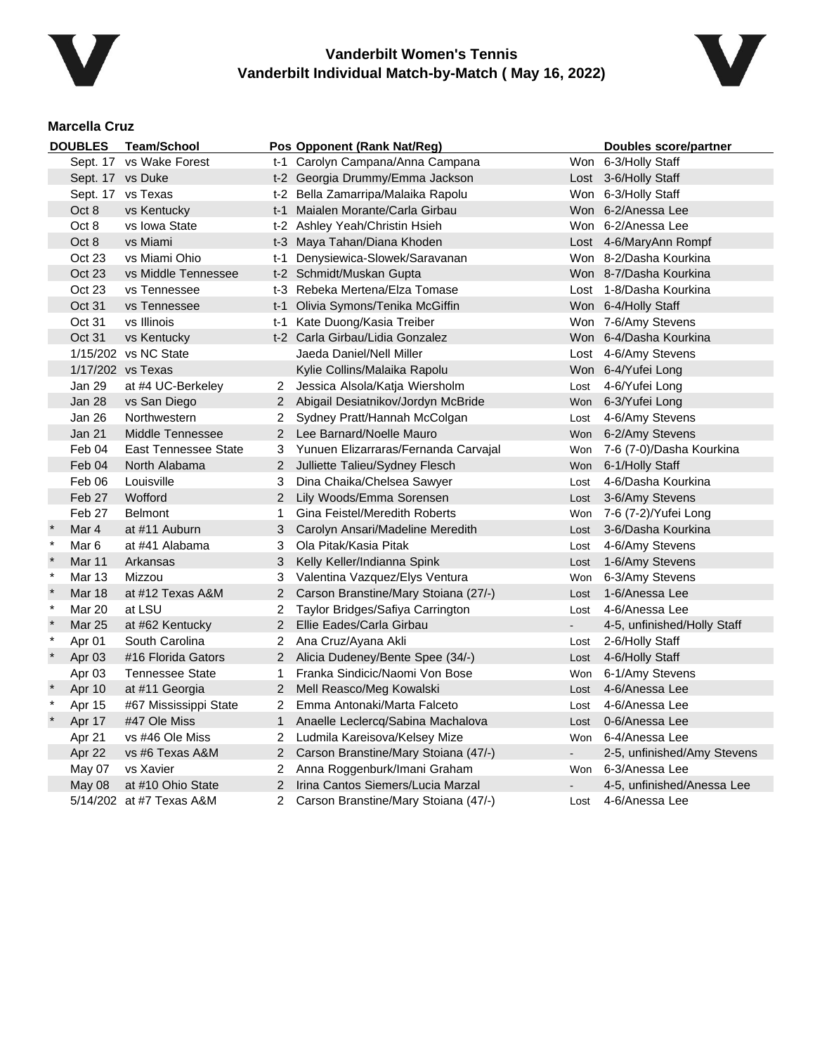# Vanderbilt Women's Tennis
## Vanderbilt Individual Match-by-Match ( May 16, 2022)

### Marcella Cruz

| | DOUBLES | Team/School | Pos | Opponent (Rank Nat/Reg) | | Doubles score/partner |
|---|---|---|---|---|---|---|
| | Sept. 17 | vs Wake Forest | t-1 | Carolyn Campana/Anna Campana | Won | 6-3/Holly Staff |
| | Sept. 17 | vs Duke | t-2 | Georgia Drummy/Emma Jackson | Lost | 3-6/Holly Staff |
| | Sept. 17 | vs Texas | t-2 | Bella Zamarripa/Malaika Rapolu | Won | 6-3/Holly Staff |
| | Oct 8 | vs Kentucky | t-1 | Maialen Morante/Carla Girbau | Won | 6-2/Anessa Lee |
| | Oct 8 | vs Iowa State | t-2 | Ashley Yeah/Christin Hsieh | Won | 6-2/Anessa Lee |
| | Oct 8 | vs Miami | t-3 | Maya Tahan/Diana Khoden | Lost | 4-6/MaryAnn Rompf |
| | Oct 23 | vs Miami Ohio | t-1 | Denysiewica-Slowek/Saravanan | Won | 8-2/Dasha Kourkina |
| | Oct 23 | vs Middle Tennessee | t-2 | Schmidt/Muskan Gupta | Won | 8-7/Dasha Kourkina |
| | Oct 23 | vs Tennessee | t-3 | Rebeka Mertena/Elza Tomase | Lost | 1-8/Dasha Kourkina |
| | Oct 31 | vs Tennessee | t-1 | Olivia Symons/Tenika McGiffin | Won | 6-4/Holly Staff |
| | Oct 31 | vs Illinois | t-1 | Kate Duong/Kasia Treiber | Won | 7-6/Amy Stevens |
| | Oct 31 | vs Kentucky | t-2 | Carla Girbau/Lidia Gonzalez | Won | 6-4/Dasha Kourkina |
| | 1/15/202 | vs NC State | | Jaeda Daniel/Nell Miller | Lost | 4-6/Amy Stevens |
| | 1/17/202 | vs Texas | | Kylie Collins/Malaika Rapolu | Won | 6-4/Yufei Long |
| | Jan 29 | at #4 UC-Berkeley | 2 | Jessica Alsola/Katja Wiersholm | Lost | 4-6/Yufei Long |
| | Jan 28 | vs San Diego | 2 | Abigail Desiatnikov/Jordyn McBride | Won | 6-3/Yufei Long |
| | Jan 26 | Northwestern | 2 | Sydney Pratt/Hannah McColgan | Lost | 4-6/Amy Stevens |
| | Jan 21 | Middle Tennessee | 2 | Lee Barnard/Noelle Mauro | Won | 6-2/Amy Stevens |
| | Feb 04 | East Tennessee State | 3 | Yunuen Elizarraras/Fernanda Carvajal | Won | 7-6 (7-0)/Dasha Kourkina |
| | Feb 04 | North Alabama | 2 | Julliette Talieu/Sydney Flesch | Won | 6-1/Holly Staff |
| | Feb 06 | Louisville | 3 | Dina Chaika/Chelsea Sawyer | Lost | 4-6/Dasha Kourkina |
| | Feb 27 | Wofford | 2 | Lily Woods/Emma Sorensen | Lost | 3-6/Amy Stevens |
| | Feb 27 | Belmont | 1 | Gina Feistel/Meredith Roberts | Won | 7-6 (7-2)/Yufei Long |
| * | Mar 4 | at #11 Auburn | 3 | Carolyn Ansari/Madeline Meredith | Lost | 3-6/Dasha Kourkina |
| * | Mar 6 | at #41 Alabama | 3 | Ola Pitak/Kasia Pitak | Lost | 4-6/Amy Stevens |
| * | Mar 11 | Arkansas | 3 | Kelly Keller/Indianna Spink | Lost | 1-6/Amy Stevens |
| * | Mar 13 | Mizzou | 3 | Valentina Vazquez/Elys Ventura | Won | 6-3/Amy Stevens |
| * | Mar 18 | at #12 Texas A&M | 2 | Carson Branstine/Mary Stoiana (27/-) | Lost | 1-6/Anessa Lee |
| * | Mar 20 | at LSU | 2 | Taylor Bridges/Safiya Carrington | Lost | 4-6/Anessa Lee |
| * | Mar 25 | at #62 Kentucky | 2 | Ellie Eades/Carla Girbau | - | 4-5, unfinished/Holly Staff |
| * | Apr 01 | South Carolina | 2 | Ana Cruz/Ayana Akli | Lost | 2-6/Holly Staff |
| * | Apr 03 | #16 Florida Gators | 2 | Alicia Dudeney/Bente Spee (34/-) | Lost | 4-6/Holly Staff |
| | Apr 03 | Tennessee State | 1 | Franka Sindicic/Naomi Von Bose | Won | 6-1/Amy Stevens |
| * | Apr 10 | at #11 Georgia | 2 | Mell Reasco/Meg Kowalski | Lost | 4-6/Anessa Lee |
| * | Apr 15 | #67 Mississippi State | 2 | Emma Antonaki/Marta Falceto | Lost | 4-6/Anessa Lee |
| * | Apr 17 | #47 Ole Miss | 1 | Anaelle Leclercq/Sabina Machalova | Lost | 0-6/Anessa Lee |
| | Apr 21 | vs #46 Ole Miss | 2 | Ludmila Kareisova/Kelsey Mize | Won | 6-4/Anessa Lee |
| | Apr 22 | vs #6 Texas A&M | 2 | Carson Branstine/Mary Stoiana (47/-) | - | 2-5, unfinished/Amy Stevens |
| | May 07 | vs Xavier | 2 | Anna Roggenburk/Imani Graham | Won | 6-3/Anessa Lee |
| | May 08 | at #10 Ohio State | 2 | Irina Cantos Siemers/Lucia Marzal | - | 4-5, unfinished/Anessa Lee |
| | 5/14/202 | at #7 Texas A&M | 2 | Carson Branstine/Mary Stoiana (47/-) | Lost | 4-6/Anessa Lee |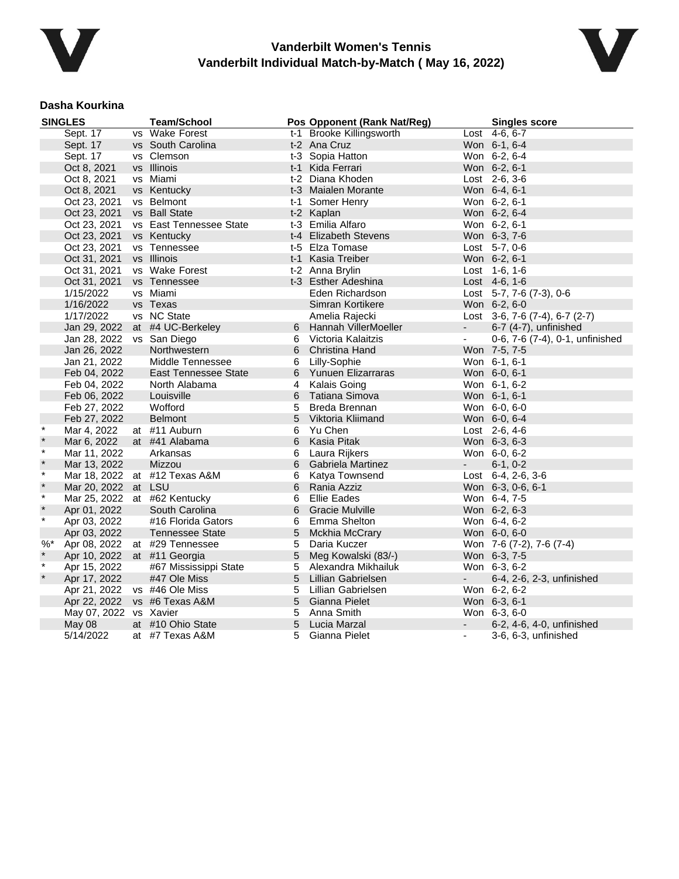# Vanderbilt Women's Tennis
## Vanderbilt Individual Match-by-Match ( May 16, 2022)

### Dasha Kourkina

| SINGLES | | | Team/School | Pos | Opponent (Rank Nat/Reg) | | Singles score |
|---|---|---|---|---|---|---|---|
| | Sept. 17 | vs | Wake Forest | t-1 | Brooke Killingsworth | Lost | 4-6, 6-7 |
| | Sept. 17 | vs | South Carolina | t-2 | Ana Cruz | Won | 6-1, 6-4 |
| | Sept. 17 | vs | Clemson | t-3 | Sopia Hatton | Won | 6-2, 6-4 |
| | Oct 8, 2021 | vs | Illinois | t-1 | Kida Ferrari | Won | 6-2, 6-1 |
| | Oct 8, 2021 | vs | Miami | t-2 | Diana Khoden | Lost | 2-6, 3-6 |
| | Oct 8, 2021 | vs | Kentucky | t-3 | Maialen Morante | Won | 6-4, 6-1 |
| | Oct 23, 2021 | vs | Belmont | t-1 | Somer Henry | Won | 6-2, 6-1 |
| | Oct 23, 2021 | vs | Ball State | t-2 | Kaplan | Won | 6-2, 6-4 |
| | Oct 23, 2021 | vs | East Tennessee State | t-3 | Emilia Alfaro | Won | 6-2, 6-1 |
| | Oct 23, 2021 | vs | Kentucky | t-4 | Elizabeth Stevens | Won | 6-3, 7-6 |
| | Oct 23, 2021 | vs | Tennessee | t-5 | Elza Tomase | Lost | 5-7, 0-6 |
| | Oct 31, 2021 | vs | Illinois | t-1 | Kasia Treiber | Won | 6-2, 6-1 |
| | Oct 31, 2021 | vs | Wake Forest | t-2 | Anna Brylin | Lost | 1-6, 1-6 |
| | Oct 31, 2021 | vs | Tennessee | t-3 | Esther Adeshina | Lost | 4-6, 1-6 |
| | 1/15/2022 | vs | Miami | | Eden Richardson | Lost | 5-7, 7-6 (7-3), 0-6 |
| | 1/16/2022 | vs | Texas | | Simran Kortikere | Won | 6-2, 6-0 |
| | 1/17/2022 | vs | NC State | | Amelia Rajecki | Lost | 3-6, 7-6 (7-4), 6-7 (2-7) |
| | Jan 29, 2022 | at | #4 UC-Berkeley | 6 | Hannah VillerMoeller | - | 6-7 (4-7), unfinished |
| | Jan 28, 2022 | vs | San Diego | 6 | Victoria Kalaitzis | - | 0-6, 7-6 (7-4), 0-1, unfinished |
| | Jan 26, 2022 | | Northwestern | 6 | Christina Hand | Won | 7-5, 7-5 |
| | Jan 21, 2022 | | Middle Tennessee | 6 | Lilly-Sophie | Won | 6-1, 6-1 |
| | Feb 04, 2022 | | East Tennessee State | 6 | Yunuen Elizarraras | Won | 6-0, 6-1 |
| | Feb 04, 2022 | | North Alabama | 4 | Kalais Going | Won | 6-1, 6-2 |
| | Feb 06, 2022 | | Louisville | 6 | Tatiana Simova | Won | 6-1, 6-1 |
| | Feb 27, 2022 | | Wofford | 5 | Breda Brennan | Won | 6-0, 6-0 |
| | Feb 27, 2022 | | Belmont | 5 | Viktoria Kliimand | Won | 6-0, 6-4 |
| * | Mar 4, 2022 | at | #11 Auburn | 6 | Yu Chen | Lost | 2-6, 4-6 |
| * | Mar 6, 2022 | at | #41 Alabama | 6 | Kasia Pitak | Won | 6-3, 6-3 |
| * | Mar 11, 2022 | | Arkansas | 6 | Laura Rijkers | Won | 6-0, 6-2 |
| * | Mar 13, 2022 | | Mizzou | 6 | Gabriela Martinez | - | 6-1, 0-2 |
| * | Mar 18, 2022 | at | #12 Texas A&M | 6 | Katya Townsend | Lost | 6-4, 2-6, 3-6 |
| * | Mar 20, 2022 | at | LSU | 6 | Rania Azziz | Won | 6-3, 0-6, 6-1 |
| * | Mar 25, 2022 | at | #62 Kentucky | 6 | Ellie Eades | Won | 6-4, 7-5 |
| * | Apr 01, 2022 | | South Carolina | 6 | Gracie Mulville | Won | 6-2, 6-3 |
| * | Apr 03, 2022 | | #16 Florida Gators | 6 | Emma Shelton | Won | 6-4, 6-2 |
| | Apr 03, 2022 | | Tennessee State | 5 | Mckhia McCrary | Won | 6-0, 6-0 |
| %* | Apr 08, 2022 | at | #29 Tennessee | 5 | Daria Kuczer | Won | 7-6 (7-2), 7-6 (7-4) |
| * | Apr 10, 2022 | at | #11 Georgia | 5 | Meg Kowalski (83/-) | Won | 6-3, 7-5 |
| * | Apr 15, 2022 | | #67 Mississippi State | 5 | Alexandra Mikhailuk | Won | 6-3, 6-2 |
| * | Apr 17, 2022 | | #47 Ole Miss | 5 | Lillian Gabrielsen | - | 6-4, 2-6, 2-3, unfinished |
| | Apr 21, 2022 | vs | #46 Ole Miss | 5 | Lillian Gabrielsen | Won | 6-2, 6-2 |
| | Apr 22, 2022 | vs | #6 Texas A&M | 5 | Gianna Pielet | Won | 6-3, 6-1 |
| | May 07, 2022 | vs | Xavier | 5 | Anna Smith | Won | 6-3, 6-0 |
| | May 08 | at | #10 Ohio State | 5 | Lucia Marzal | - | 6-2, 4-6, 4-0, unfinished |
| | 5/14/2022 | at | #7 Texas A&M | 5 | Gianna Pielet | - | 3-6, 6-3, unfinished |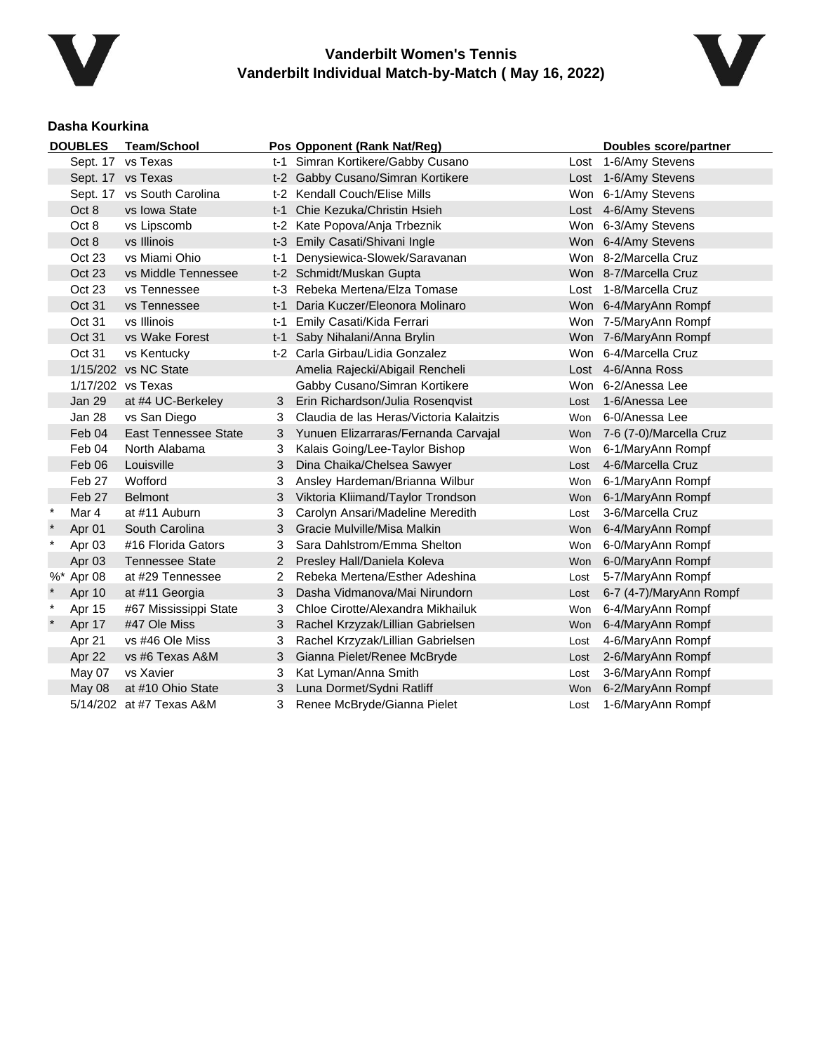## Vanderbilt Women's Tennis
## Vanderbilt Individual Match-by-Match ( May 16, 2022)

### Dasha Kourkina

| | DOUBLES | Team/School | Pos | Opponent (Rank Nat/Reg) | | Doubles score/partner |
|---|---|---|---|---|---|---|
| | Sept. 17 | vs Texas | t-1 | Simran Kortikere/Gabby Cusano | Lost | 1-6/Amy Stevens |
| | Sept. 17 | vs Texas | t-2 | Gabby Cusano/Simran Kortikere | Lost | 1-6/Amy Stevens |
| | Sept. 17 | vs South Carolina | t-2 | Kendall Couch/Elise Mills | Won | 6-1/Amy Stevens |
| | Oct 8 | vs Iowa State | t-1 | Chie Kezuka/Christin Hsieh | Lost | 4-6/Amy Stevens |
| | Oct 8 | vs Lipscomb | t-2 | Kate Popova/Anja Trbeznik | Won | 6-3/Amy Stevens |
| | Oct 8 | vs Illinois | t-3 | Emily Casati/Shivani Ingle | Won | 6-4/Amy Stevens |
| | Oct 23 | vs Miami Ohio | t-1 | Denysiewica-Slowek/Saravanan | Won | 8-2/Marcella Cruz |
| | Oct 23 | vs Middle Tennessee | t-2 | Schmidt/Muskan Gupta | Won | 8-7/Marcella Cruz |
| | Oct 23 | vs Tennessee | t-3 | Rebeka Mertena/Elza Tomase | Lost | 1-8/Marcella Cruz |
| | Oct 31 | vs Tennessee | t-1 | Daria Kuczer/Eleonora Molinaro | Won | 6-4/MaryAnn Rompf |
| | Oct 31 | vs Illinois | t-1 | Emily Casati/Kida Ferrari | Won | 7-5/MaryAnn Rompf |
| | Oct 31 | vs Wake Forest | t-1 | Saby Nihalani/Anna Brylin | Won | 7-6/MaryAnn Rompf |
| | Oct 31 | vs Kentucky | t-2 | Carla Girbau/Lidia Gonzalez | Won | 6-4/Marcella Cruz |
| | 1/15/202 | vs NC State | | Amelia Rajecki/Abigail Rencheli | Lost | 4-6/Anna Ross |
| | 1/17/202 | vs Texas | | Gabby Cusano/Simran Kortikere | Won | 6-2/Anessa Lee |
| | Jan 29 | at #4 UC-Berkeley | 3 | Erin Richardson/Julia Rosenqvist | Lost | 1-6/Anessa Lee |
| | Jan 28 | vs San Diego | 3 | Claudia de las Heras/Victoria Kalaitzis | Won | 6-0/Anessa Lee |
| | Feb 04 | East Tennessee State | 3 | Yunuen Elizarraras/Fernanda Carvajal | Won | 7-6 (7-0)/Marcella Cruz |
| | Feb 04 | North Alabama | 3 | Kalais Going/Lee-Taylor Bishop | Won | 6-1/MaryAnn Rompf |
| | Feb 06 | Louisville | 3 | Dina Chaika/Chelsea Sawyer | Lost | 4-6/Marcella Cruz |
| | Feb 27 | Wofford | 3 | Ansley Hardeman/Brianna Wilbur | Won | 6-1/MaryAnn Rompf |
| | Feb 27 | Belmont | 3 | Viktoria Kliimand/Taylor Trondson | Won | 6-1/MaryAnn Rompf |
| * | Mar 4 | at #11 Auburn | 3 | Carolyn Ansari/Madeline Meredith | Lost | 3-6/Marcella Cruz |
| * | Apr 01 | South Carolina | 3 | Gracie Mulville/Misa Malkin | Won | 6-4/MaryAnn Rompf |
| * | Apr 03 | #16 Florida Gators | 3 | Sara Dahlstrom/Emma Shelton | Won | 6-0/MaryAnn Rompf |
| | Apr 03 | Tennessee State | 2 | Presley Hall/Daniela Koleva | Won | 6-0/MaryAnn Rompf |
| %* | Apr 08 | at #29 Tennessee | 2 | Rebeka Mertena/Esther Adeshina | Lost | 5-7/MaryAnn Rompf |
| * | Apr 10 | at #11 Georgia | 3 | Dasha Vidmanova/Mai Nirundorn | Lost | 6-7 (4-7)/MaryAnn Rompf |
| * | Apr 15 | #67 Mississippi State | 3 | Chloe Cirotte/Alexandra Mikhailuk | Won | 6-4/MaryAnn Rompf |
| * | Apr 17 | #47 Ole Miss | 3 | Rachel Krzyzak/Lillian Gabrielsen | Won | 6-4/MaryAnn Rompf |
| | Apr 21 | vs #46 Ole Miss | 3 | Rachel Krzyzak/Lillian Gabrielsen | Lost | 4-6/MaryAnn Rompf |
| | Apr 22 | vs #6 Texas A&M | 3 | Gianna Pielet/Renee McBryde | Lost | 2-6/MaryAnn Rompf |
| | May 07 | vs Xavier | 3 | Kat Lyman/Anna Smith | Lost | 3-6/MaryAnn Rompf |
| | May 08 | at #10 Ohio State | 3 | Luna Dormet/Sydni Ratliff | Won | 6-2/MaryAnn Rompf |
| | 5/14/202 | at #7 Texas A&M | 3 | Renee McBryde/Gianna Pielet | Lost | 1-6/MaryAnn Rompf |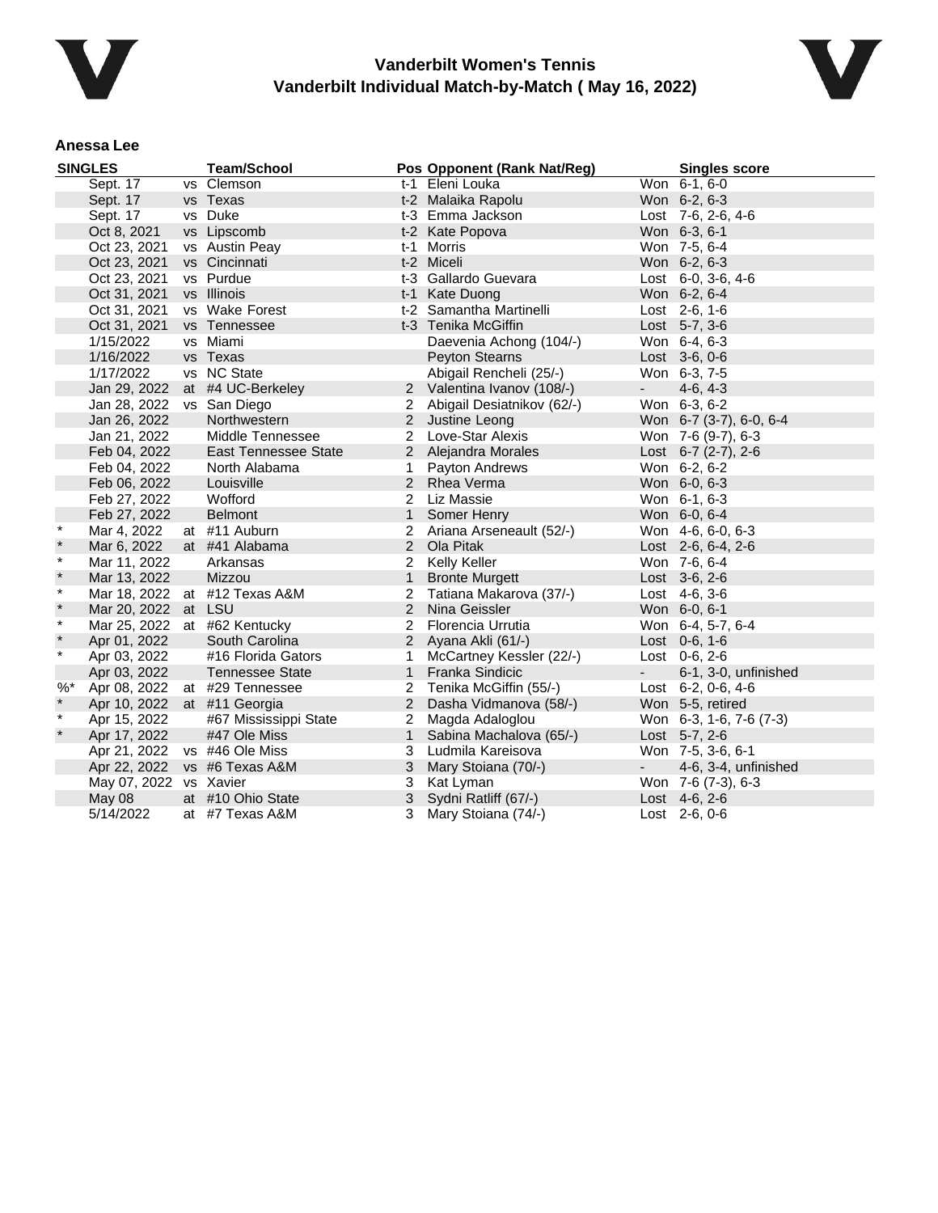# Vanderbilt Women's Tennis
## Vanderbilt Individual Match-by-Match ( May 16, 2022)

### Anessa Lee

| SINGLES | | | Team/School | Pos | Opponent (Rank Nat/Reg) | | Singles score |
|---|---|---|---|---|---|---|---|
| | Sept. 17 | vs | Clemson | t-1 | Eleni Louka | Won | 6-1, 6-0 |
| | Sept. 17 | vs | Texas | t-2 | Malaika Rapolu | Won | 6-2, 6-3 |
| | Sept. 17 | vs | Duke | t-3 | Emma Jackson | Lost | 7-6, 2-6, 4-6 |
| | Oct 8, 2021 | vs | Lipscomb | t-2 | Kate Popova | Won | 6-3, 6-1 |
| | Oct 23, 2021 | vs | Austin Peay | t-1 | Morris | Won | 7-5, 6-4 |
| | Oct 23, 2021 | vs | Cincinnati | t-2 | Miceli | Won | 6-2, 6-3 |
| | Oct 23, 2021 | vs | Purdue | t-3 | Gallardo Guevara | Lost | 6-0, 3-6, 4-6 |
| | Oct 31, 2021 | vs | Illinois | t-1 | Kate Duong | Won | 6-2, 6-4 |
| | Oct 31, 2021 | vs | Wake Forest | t-2 | Samantha Martinelli | Lost | 2-6, 1-6 |
| | Oct 31, 2021 | vs | Tennessee | t-3 | Tenika McGiffin | Lost | 5-7, 3-6 |
| | 1/15/2022 | vs | Miami | | Daevenia Achong (104/-) | Won | 6-4, 6-3 |
| | 1/16/2022 | vs | Texas | | Peyton Stearns | Lost | 3-6, 0-6 |
| | 1/17/2022 | vs | NC State | | Abigail Rencheli (25/-) | Won | 6-3, 7-5 |
| | Jan 29, 2022 | at | #4 UC-Berkeley | 2 | Valentina Ivanov (108/-) | - | 4-6, 4-3 |
| | Jan 28, 2022 | vs | San Diego | 2 | Abigail Desiatnikov (62/-) | Won | 6-3, 6-2 |
| | Jan 26, 2022 | | Northwestern | 2 | Justine Leong | Won | 6-7 (3-7), 6-0, 6-4 |
| | Jan 21, 2022 | | Middle Tennessee | 2 | Love-Star Alexis | Won | 7-6 (9-7), 6-3 |
| | Feb 04, 2022 | | East Tennessee State | 2 | Alejandra Morales | Lost | 6-7 (2-7), 2-6 |
| | Feb 04, 2022 | | North Alabama | 1 | Payton Andrews | Won | 6-2, 6-2 |
| | Feb 06, 2022 | | Louisville | 2 | Rhea Verma | Won | 6-0, 6-3 |
| | Feb 27, 2022 | | Wofford | 2 | Liz Massie | Won | 6-1, 6-3 |
| | Feb 27, 2022 | | Belmont | 1 | Somer Henry | Won | 6-0, 6-4 |
| * | Mar 4, 2022 | at | #11 Auburn | 2 | Ariana Arseneault (52/-) | Won | 4-6, 6-0, 6-3 |
| * | Mar 6, 2022 | at | #41 Alabama | 2 | Ola Pitak | Lost | 2-6, 6-4, 2-6 |
| * | Mar 11, 2022 | | Arkansas | 2 | Kelly Keller | Won | 7-6, 6-4 |
| * | Mar 13, 2022 | | Mizzou | 1 | Bronte Murgett | Lost | 3-6, 2-6 |
| * | Mar 18, 2022 | at | #12 Texas A&M | 2 | Tatiana Makarova (37/-) | Lost | 4-6, 3-6 |
| * | Mar 20, 2022 | at | LSU | 2 | Nina Geissler | Won | 6-0, 6-1 |
| * | Mar 25, 2022 | at | #62 Kentucky | 2 | Florencia Urrutia | Won | 6-4, 5-7, 6-4 |
| * | Apr 01, 2022 | | South Carolina | 2 | Ayana Akli (61/-) | Lost | 0-6, 1-6 |
| * | Apr 03, 2022 | | #16 Florida Gators | 1 | McCartney Kessler (22/-) | Lost | 0-6, 2-6 |
| | Apr 03, 2022 | | Tennessee State | 1 | Franka Sindicic | - | 6-1, 3-0, unfinished |
| %* | Apr 08, 2022 | at | #29 Tennessee | 2 | Tenika McGiffin (55/-) | Lost | 6-2, 0-6, 4-6 |
| * | Apr 10, 2022 | at | #11 Georgia | 2 | Dasha Vidmanova (58/-) | Won | 5-5, retired |
| * | Apr 15, 2022 | | #67 Mississippi State | 2 | Magda Adaloglou | Won | 6-3, 1-6, 7-6 (7-3) |
| * | Apr 17, 2022 | | #47 Ole Miss | 1 | Sabina Machalova (65/-) | Lost | 5-7, 2-6 |
| | Apr 21, 2022 | vs | #46 Ole Miss | 3 | Ludmila Kareisova | Won | 7-5, 3-6, 6-1 |
| | Apr 22, 2022 | vs | #6 Texas A&M | 3 | Mary Stoiana (70/-) | - | 4-6, 3-4, unfinished |
| | May 07, 2022 | vs | Xavier | 3 | Kat Lyman | Won | 7-6 (7-3), 6-3 |
| | May 08 | at | #10 Ohio State | 3 | Sydni Ratliff (67/-) | Lost | 4-6, 2-6 |
| | 5/14/2022 | at | #7 Texas A&M | 3 | Mary Stoiana (74/-) | Lost | 2-6, 0-6 |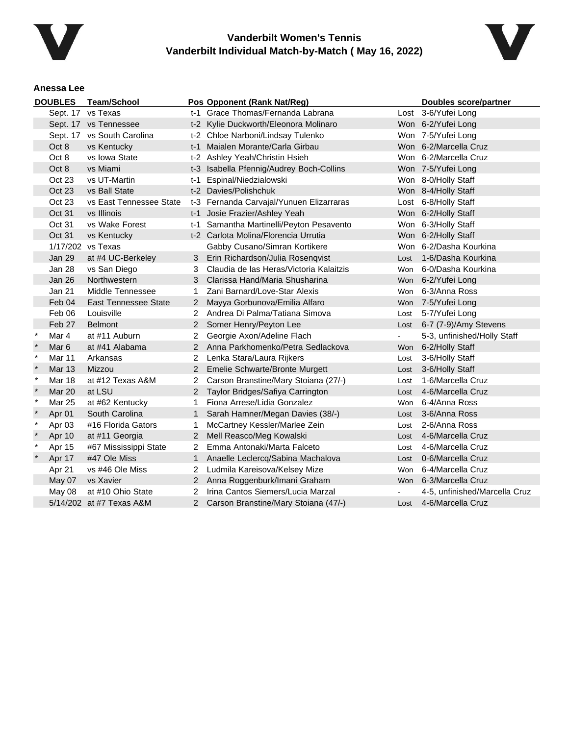# Vanderbilt Women's Tennis
## Vanderbilt Individual Match-by-Match ( May 16, 2022)

### Anessa Lee

| | DOUBLES | Team/School | Pos | Opponent (Rank Nat/Reg) | | Doubles score/partner |
|---|---|---|---|---|---|---|
| | Sept. 17 | vs Texas | t-1 | Grace Thomas/Fernanda Labrana | Lost | 3-6/Yufei Long |
| | Sept. 17 | vs Tennessee | t-2 | Kylie Duckworth/Eleonora Molinaro | Won | 6-2/Yufei Long |
| | Sept. 17 | vs South Carolina | t-2 | Chloe Narboni/Lindsay Tulenko | Won | 7-5/Yufei Long |
| | Oct 8 | vs Kentucky | t-1 | Maialen Morante/Carla Girbau | Won | 6-2/Marcella Cruz |
| | Oct 8 | vs Iowa State | t-2 | Ashley Yeah/Christin Hsieh | Won | 6-2/Marcella Cruz |
| | Oct 8 | vs Miami | t-3 | Isabella Pfennig/Audrey Boch-Collins | Won | 7-5/Yufei Long |
| | Oct 23 | vs UT-Martin | t-1 | Espinal/Niedzialowski | Won | 8-0/Holly Staff |
| | Oct 23 | vs Ball State | t-2 | Davies/Polishchuk | Won | 8-4/Holly Staff |
| | Oct 23 | vs East Tennessee State | t-3 | Fernanda Carvajal/Yunuen Elizarraras | Lost | 6-8/Holly Staff |
| | Oct 31 | vs Illinois | t-1 | Josie Frazier/Ashley Yeah | Won | 6-2/Holly Staff |
| | Oct 31 | vs Wake Forest | t-1 | Samantha Martinelli/Peyton Pesavento | Won | 6-3/Holly Staff |
| | Oct 31 | vs Kentucky | t-2 | Carlota Molina/Florencia Urrutia | Won | 6-2/Holly Staff |
| | 1/17/202 | vs Texas | | Gabby Cusano/Simran Kortikere | Won | 6-2/Dasha Kourkina |
| | Jan 29 | at #4 UC-Berkeley | 3 | Erin Richardson/Julia Rosenqvist | Lost | 1-6/Dasha Kourkina |
| | Jan 28 | vs San Diego | 3 | Claudia de las Heras/Victoria Kalaitzis | Won | 6-0/Dasha Kourkina |
| | Jan 26 | Northwestern | 3 | Clarissa Hand/Maria Shusharina | Won | 6-2/Yufei Long |
| | Jan 21 | Middle Tennessee | 1 | Zani Barnard/Love-Star Alexis | Won | 6-3/Anna Ross |
| | Feb 04 | East Tennessee State | 2 | Mayya Gorbunova/Emilia Alfaro | Won | 7-5/Yufei Long |
| | Feb 06 | Louisville | 2 | Andrea Di Palma/Tatiana Simova | Lost | 5-7/Yufei Long |
| | Feb 27 | Belmont | 2 | Somer Henry/Peyton Lee | Lost | 6-7 (7-9)/Amy Stevens |
| * | Mar 4 | at #11 Auburn | 2 | Georgie Axon/Adeline Flach | - | 5-3, unfinished/Holly Staff |
| * | Mar 6 | at #41 Alabama | 2 | Anna Parkhomenko/Petra Sedlackova | Won | 6-2/Holly Staff |
| * | Mar 11 | Arkansas | 2 | Lenka Stara/Laura Rijkers | Lost | 3-6/Holly Staff |
| * | Mar 13 | Mizzou | 2 | Emelie Schwarte/Bronte Murgett | Lost | 3-6/Holly Staff |
| * | Mar 18 | at #12 Texas A&M | 2 | Carson Branstine/Mary Stoiana (27/-) | Lost | 1-6/Marcella Cruz |
| * | Mar 20 | at LSU | 2 | Taylor Bridges/Safiya Carrington | Lost | 4-6/Marcella Cruz |
| * | Mar 25 | at #62 Kentucky | 1 | Fiona Arrese/Lidia Gonzalez | Won | 6-4/Anna Ross |
| * | Apr 01 | South Carolina | 1 | Sarah Hamner/Megan Davies (38/-) | Lost | 3-6/Anna Ross |
| * | Apr 03 | #16 Florida Gators | 1 | McCartney Kessler/Marlee Zein | Lost | 2-6/Anna Ross |
| * | Apr 10 | at #11 Georgia | 2 | Mell Reasco/Meg Kowalski | Lost | 4-6/Marcella Cruz |
| * | Apr 15 | #67 Mississippi State | 2 | Emma Antonaki/Marta Falceto | Lost | 4-6/Marcella Cruz |
| * | Apr 17 | #47 Ole Miss | 1 | Anaelle Leclercq/Sabina Machalova | Lost | 0-6/Marcella Cruz |
| | Apr 21 | vs #46 Ole Miss | 2 | Ludmila Kareisova/Kelsey Mize | Won | 6-4/Marcella Cruz |
| | May 07 | vs Xavier | 2 | Anna Roggenburk/Imani Graham | Won | 6-3/Marcella Cruz |
| | May 08 | at #10 Ohio State | 2 | Irina Cantos Siemers/Lucia Marzal | - | 4-5, unfinished/Marcella Cruz |
| | 5/14/202 | at #7 Texas A&M | 2 | Carson Branstine/Mary Stoiana (47/-) | Lost | 4-6/Marcella Cruz |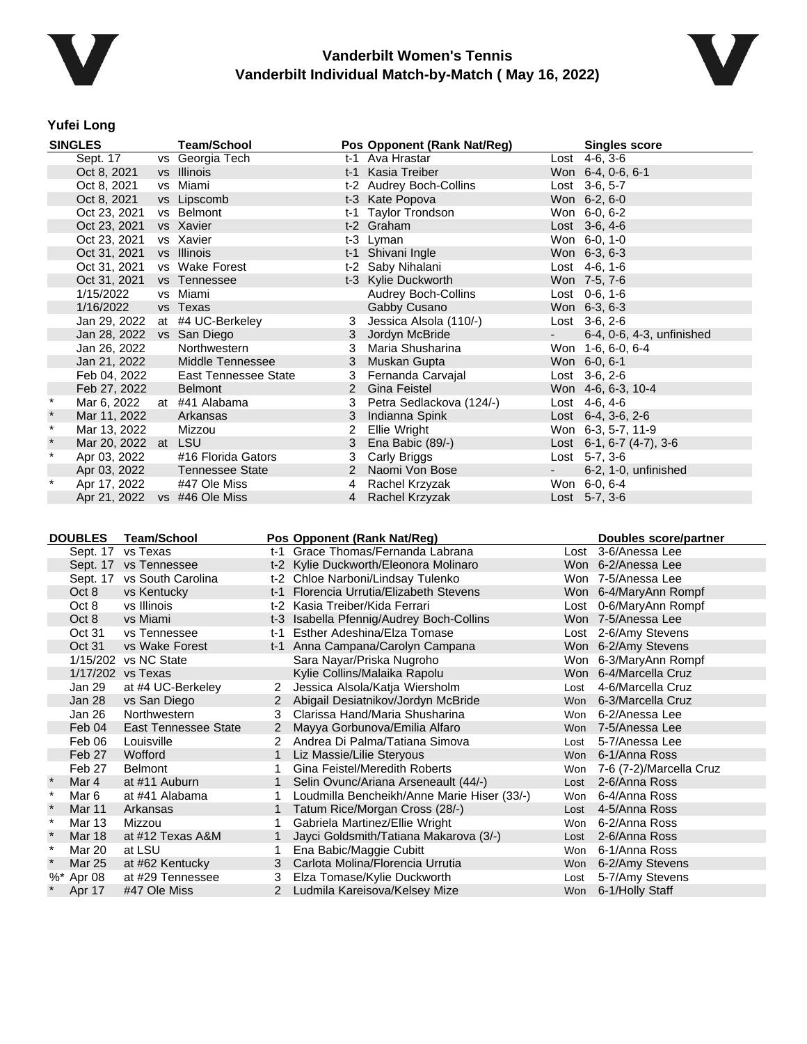# Vanderbilt Women's Tennis
## Vanderbilt Individual Match-by-Match ( May 16, 2022)

### Yufei Long

| | SINGLES | | Team/School | Pos | Opponent (Rank Nat/Reg) | | Singles score |
|---|---|---|---|---|---|---|---|
| | Sept. 17 | vs | Georgia Tech | t-1 | Ava Hrastar | Lost | 4-6, 3-6 |
| | Oct 8, 2021 | vs | Illinois | t-1 | Kasia Treiber | Won | 6-4, 0-6, 6-1 |
| | Oct 8, 2021 | vs | Miami | t-2 | Audrey Boch-Collins | Lost | 3-6, 5-7 |
| | Oct 8, 2021 | vs | Lipscomb | t-3 | Kate Popova | Won | 6-2, 6-0 |
| | Oct 23, 2021 | vs | Belmont | t-1 | Taylor Trondson | Won | 6-0, 6-2 |
| | Oct 23, 2021 | vs | Xavier | t-2 | Graham | Lost | 3-6, 4-6 |
| | Oct 23, 2021 | vs | Xavier | t-3 | Lyman | Won | 6-0, 1-0 |
| | Oct 31, 2021 | vs | Illinois | t-1 | Shivani Ingle | Won | 6-3, 6-3 |
| | Oct 31, 2021 | vs | Wake Forest | t-2 | Saby Nihalani | Lost | 4-6, 1-6 |
| | Oct 31, 2021 | vs | Tennessee | t-3 | Kylie Duckworth | Won | 7-5, 7-6 |
| | 1/15/2022 | vs | Miami | | Audrey Boch-Collins | Lost | 0-6, 1-6 |
| | 1/16/2022 | vs | Texas | | Gabby Cusano | Won | 6-3, 6-3 |
| | Jan 29, 2022 | at | #4 UC-Berkeley | 3 | Jessica Alsola (110/-) | Lost | 3-6, 2-6 |
| | Jan 28, 2022 | vs | San Diego | 3 | Jordyn McBride | - | 6-4, 0-6, 4-3, unfinished |
| | Jan 26, 2022 | | Northwestern | 3 | Maria Shusharina | Won | 1-6, 6-0, 6-4 |
| | Jan 21, 2022 | | Middle Tennessee | 3 | Muskan Gupta | Won | 6-0, 6-1 |
| | Feb 04, 2022 | | East Tennessee State | 3 | Fernanda Carvajal | Lost | 3-6, 2-6 |
| | Feb 27, 2022 | | Belmont | 2 | Gina Feistel | Won | 4-6, 6-3, 10-4 |
| * | Mar 6, 2022 | at | #41 Alabama | 3 | Petra Sedlackova (124/-) | Lost | 4-6, 4-6 |
| * | Mar 11, 2022 | | Arkansas | 3 | Indianna Spink | Lost | 6-4, 3-6, 2-6 |
| * | Mar 13, 2022 | | Mizzou | 2 | Ellie Wright | Won | 6-3, 5-7, 11-9 |
| * | Mar 20, 2022 | at | LSU | 3 | Ena Babic (89/-) | Lost | 6-1, 6-7 (4-7), 3-6 |
| * | Apr 03, 2022 | | #16 Florida Gators | 3 | Carly Briggs | Lost | 5-7, 3-6 |
| | Apr 03, 2022 | | Tennessee State | 2 | Naomi Von Bose | - | 6-2, 1-0, unfinished |
| * | Apr 17, 2022 | | #47 Ole Miss | 4 | Rachel Krzyzak | Won | 6-0, 6-4 |
| | Apr 21, 2022 | vs | #46 Ole Miss | 4 | Rachel Krzyzak | Lost | 5-7, 3-6 |

| | DOUBLES | Team/School | Pos | Opponent (Rank Nat/Reg) | | Doubles score/partner |
|---|---|---|---|---|---|---|
| | Sept. 17 | vs Texas | t-1 | Grace Thomas/Fernanda Labrana | Lost | 3-6/Anessa Lee |
| | Sept. 17 | vs Tennessee | t-2 | Kylie Duckworth/Eleonora Molinaro | Won | 6-2/Anessa Lee |
| | Sept. 17 | vs South Carolina | t-2 | Chloe Narboni/Lindsay Tulenko | Won | 7-5/Anessa Lee |
| | Oct 8 | vs Kentucky | t-1 | Florencia Urrutia/Elizabeth Stevens | Won | 6-4/MaryAnn Rompf |
| | Oct 8 | vs Illinois | t-2 | Kasia Treiber/Kida Ferrari | Lost | 0-6/MaryAnn Rompf |
| | Oct 8 | vs Miami | t-3 | Isabella Pfennig/Audrey Boch-Collins | Won | 7-5/Anessa Lee |
| | Oct 31 | vs Tennessee | t-1 | Esther Adeshina/Elza Tomase | Lost | 2-6/Amy Stevens |
| | Oct 31 | vs Wake Forest | t-1 | Anna Campana/Carolyn Campana | Won | 6-2/Amy Stevens |
| | 1/15/202 | vs NC State | | Sara Nayar/Priska Nugroho | Won | 6-3/MaryAnn Rompf |
| | 1/17/202 | vs Texas | | Kylie Collins/Malaika Rapolu | Won | 6-4/Marcella Cruz |
| | Jan 29 | at #4 UC-Berkeley | 2 | Jessica Alsola/Katja Wiersholm | Lost | 4-6/Marcella Cruz |
| | Jan 28 | vs San Diego | 2 | Abigail Desiatnikov/Jordyn McBride | Won | 6-3/Marcella Cruz |
| | Jan 26 | Northwestern | 3 | Clarissa Hand/Maria Shusharina | Won | 6-2/Anessa Lee |
| | Feb 04 | East Tennessee State | 2 | Mayya Gorbunova/Emilia Alfaro | Won | 7-5/Anessa Lee |
| | Feb 06 | Louisville | 2 | Andrea Di Palma/Tatiana Simova | Lost | 5-7/Anessa Lee |
| | Feb 27 | Wofford | 1 | Liz Massie/Lilie Steryous | Won | 6-1/Anna Ross |
| | Feb 27 | Belmont | 1 | Gina Feistel/Meredith Roberts | Won | 7-6 (7-2)/Marcella Cruz |
| * | Mar 4 | at #11 Auburn | 1 | Selin Ovunc/Ariana Arseneault (44/-) | Lost | 2-6/Anna Ross |
| * | Mar 6 | at #41 Alabama | 1 | Loudmilla Bencheikh/Anne Marie Hiser (33/-) | Won | 6-4/Anna Ross |
| * | Mar 11 | Arkansas | 1 | Tatum Rice/Morgan Cross (28/-) | Lost | 4-5/Anna Ross |
| * | Mar 13 | Mizzou | 1 | Gabriela Martinez/Ellie Wright | Won | 6-2/Anna Ross |
| * | Mar 18 | at #12 Texas A&M | 1 | Jayci Goldsmith/Tatiana Makarova (3/-) | Lost | 2-6/Anna Ross |
| * | Mar 20 | at LSU | 1 | Ena Babic/Maggie Cubitt | Won | 6-1/Anna Ross |
| * | Mar 25 | at #62 Kentucky | 3 | Carlota Molina/Florencia Urrutia | Won | 6-2/Amy Stevens |
| %* | Apr 08 | at #29 Tennessee | 3 | Elza Tomase/Kylie Duckworth | Lost | 5-7/Amy Stevens |
| * | Apr 17 | #47 Ole Miss | 2 | Ludmila Kareisova/Kelsey Mize | Won | 6-1/Holly Staff |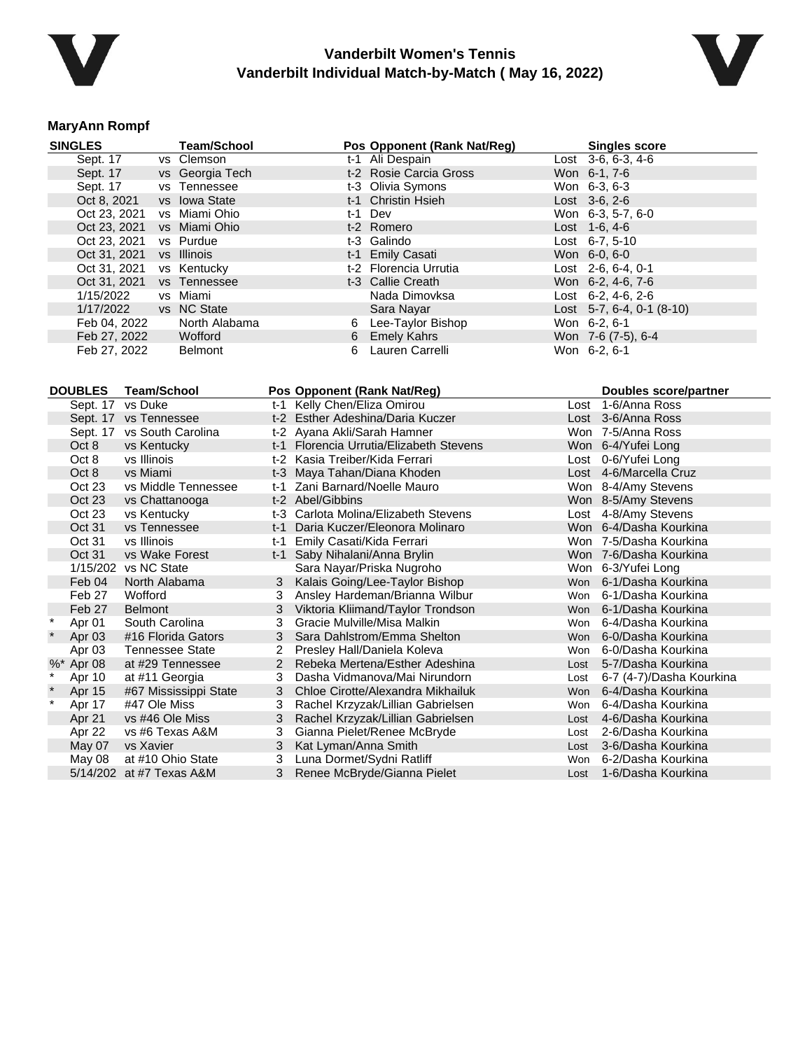# Vanderbilt Women's Tennis
## Vanderbilt Individual Match-by-Match ( May 16, 2022)

### MaryAnn Rompf

| SINGLES | Team/School | Pos | Opponent (Rank Nat/Reg) | Singles score |
|---|---|---|---|---|
| Sept. 17 | vs Clemson | t-1 | Ali Despain | Lost 3-6, 6-3, 4-6 |
| Sept. 17 | vs Georgia Tech | t-2 | Rosie Carcia Gross | Won 6-1, 7-6 |
| Sept. 17 | vs Tennessee | t-3 | Olivia Symons | Won 6-3, 6-3 |
| Oct 8, 2021 | vs Iowa State | t-1 | Christin Hsieh | Lost 3-6, 2-6 |
| Oct 23, 2021 | vs Miami Ohio | t-1 | Dev | Won 6-3, 5-7, 6-0 |
| Oct 23, 2021 | vs Miami Ohio | t-2 | Romero | Lost 1-6, 4-6 |
| Oct 23, 2021 | vs Purdue | t-3 | Galindo | Lost 6-7, 5-10 |
| Oct 31, 2021 | vs Illinois | t-1 | Emily Casati | Won 6-0, 6-0 |
| Oct 31, 2021 | vs Kentucky | t-2 | Florencia Urrutia | Lost 2-6, 6-4, 0-1 |
| Oct 31, 2021 | vs Tennessee | t-3 | Callie Creath | Won 6-2, 4-6, 7-6 |
| 1/15/2022 | vs Miami | | Nada Dimovksa | Lost 6-2, 4-6, 2-6 |
| 1/17/2022 | vs NC State | | Sara Nayar | Lost 5-7, 6-4, 0-1 (8-10) |
| Feb 04, 2022 | North Alabama | 6 | Lee-Taylor Bishop | Won 6-2, 6-1 |
| Feb 27, 2022 | Wofford | 6 | Emely Kahrs | Won 7-6 (7-5), 6-4 |
| Feb 27, 2022 | Belmont | 6 | Lauren Carrelli | Won 6-2, 6-1 |

| | DOUBLES | Team/School | Pos | Opponent (Rank Nat/Reg) | | Doubles score/partner |
|---|---|---|---|---|---|---|
| | Sept. 17 | vs Duke | t-1 | Kelly Chen/Eliza Omirou | Lost | 1-6/Anna Ross |
| | Sept. 17 | vs Tennessee | t-2 | Esther Adeshina/Daria Kuczer | Lost | 3-6/Anna Ross |
| | Sept. 17 | vs South Carolina | t-2 | Ayana Akli/Sarah Hamner | Won | 7-5/Anna Ross |
| | Oct 8 | vs Kentucky | t-1 | Florencia Urrutia/Elizabeth Stevens | Won | 6-4/Yufei Long |
| | Oct 8 | vs Illinois | t-2 | Kasia Treiber/Kida Ferrari | Lost | 0-6/Yufei Long |
| | Oct 8 | vs Miami | t-3 | Maya Tahan/Diana Khoden | Lost | 4-6/Marcella Cruz |
| | Oct 23 | vs Middle Tennessee | t-1 | Zani Barnard/Noelle Mauro | Won | 8-4/Amy Stevens |
| | Oct 23 | vs Chattanooga | t-2 | Abel/Gibbins | Won | 8-5/Amy Stevens |
| | Oct 23 | vs Kentucky | t-3 | Carlota Molina/Elizabeth Stevens | Lost | 4-8/Amy Stevens |
| | Oct 31 | vs Tennessee | t-1 | Daria Kuczer/Eleonora Molinaro | Won | 6-4/Dasha Kourkina |
| | Oct 31 | vs Illinois | t-1 | Emily Casati/Kida Ferrari | Won | 7-5/Dasha Kourkina |
| | Oct 31 | vs Wake Forest | t-1 | Saby Nihalani/Anna Brylin | Won | 7-6/Dasha Kourkina |
| | 1/15/202 | vs NC State | | Sara Nayar/Priska Nugroho | Won | 6-3/Yufei Long |
| | Feb 04 | North Alabama | 3 | Kalais Going/Lee-Taylor Bishop | Won | 6-1/Dasha Kourkina |
| | Feb 27 | Wofford | 3 | Ansley Hardeman/Brianna Wilbur | Won | 6-1/Dasha Kourkina |
| | Feb 27 | Belmont | 3 | Viktoria Kliimand/Taylor Trondson | Won | 6-1/Dasha Kourkina |
| * | Apr 01 | South Carolina | 3 | Gracie Mulville/Misa Malkin | Won | 6-4/Dasha Kourkina |
| * | Apr 03 | #16 Florida Gators | 3 | Sara Dahlstrom/Emma Shelton | Won | 6-0/Dasha Kourkina |
| | Apr 03 | Tennessee State | 2 | Presley Hall/Daniela Koleva | Won | 6-0/Dasha Kourkina |
| %* | Apr 08 | at #29 Tennessee | 2 | Rebeka Mertena/Esther Adeshina | Lost | 5-7/Dasha Kourkina |
| * | Apr 10 | at #11 Georgia | 3 | Dasha Vidmanova/Mai Nirundorn | Lost | 6-7 (4-7)/Dasha Kourkina |
| * | Apr 15 | #67 Mississippi State | 3 | Chloe Cirotte/Alexandra Mikhailuk | Won | 6-4/Dasha Kourkina |
| * | Apr 17 | #47 Ole Miss | 3 | Rachel Krzyzak/Lillian Gabrielsen | Won | 6-4/Dasha Kourkina |
| | Apr 21 | vs #46 Ole Miss | 3 | Rachel Krzyzak/Lillian Gabrielsen | Lost | 4-6/Dasha Kourkina |
| | Apr 22 | vs #6 Texas A&M | 3 | Gianna Pielet/Renee McBryde | Lost | 2-6/Dasha Kourkina |
| | May 07 | vs Xavier | 3 | Kat Lyman/Anna Smith | Lost | 3-6/Dasha Kourkina |
| | May 08 | at #10 Ohio State | 3 | Luna Dormet/Sydni Ratliff | Won | 6-2/Dasha Kourkina |
| | 5/14/202 | at #7 Texas A&M | 3 | Renee McBryde/Gianna Pielet | Lost | 1-6/Dasha Kourkina |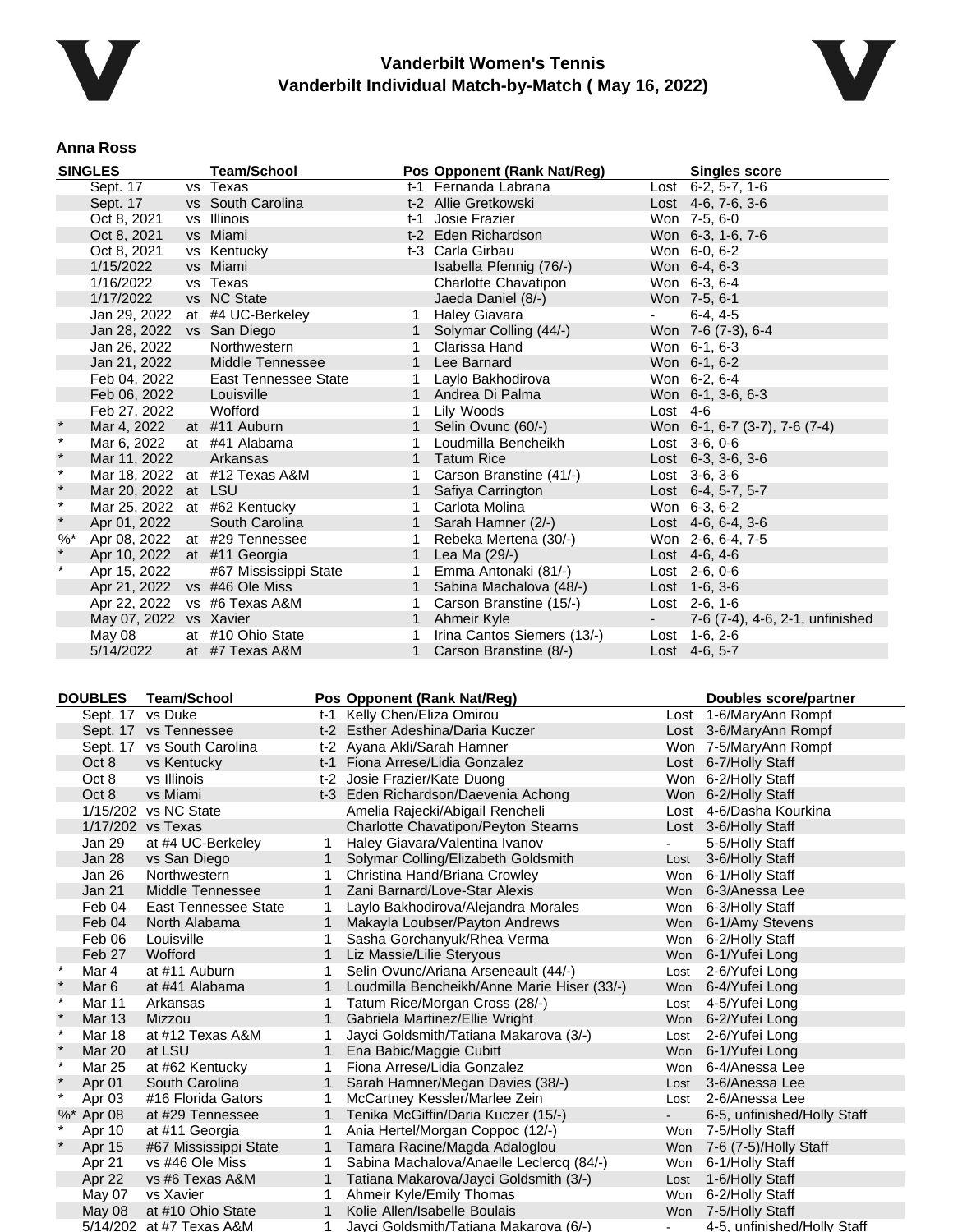# Vanderbilt Women's Tennis
## Vanderbilt Individual Match-by-Match ( May 16, 2022)

### Anna Ross

| SINGLES | | | Team/School | Pos | Opponent (Rank Nat/Reg) | | Singles score |
|---|---|---|---|---|---|---|---|
| | Sept. 17 | vs | Texas | t-1 | Fernanda Labrana | Lost | 6-2, 5-7, 1-6 |
| | Sept. 17 | vs | South Carolina | t-2 | Allie Gretkowski | Lost | 4-6, 7-6, 3-6 |
| | Oct 8, 2021 | vs | Illinois | t-1 | Josie Frazier | Won | 7-5, 6-0 |
| | Oct 8, 2021 | vs | Miami | t-2 | Eden Richardson | Won | 6-3, 1-6, 7-6 |
| | Oct 8, 2021 | vs | Kentucky | t-3 | Carla Girbau | Won | 6-0, 6-2 |
| | 1/15/2022 | vs | Miami | | Isabella Pfennig (76/-) | Won | 6-4, 6-3 |
| | 1/16/2022 | vs | Texas | | Charlotte Chavatipon | Won | 6-3, 6-4 |
| | 1/17/2022 | vs | NC State | | Jaeda Daniel (8/-) | Won | 7-5, 6-1 |
| | Jan 29, 2022 | at | #4 UC-Berkeley | 1 | Haley Giavara | - | 6-4, 4-5 |
| | Jan 28, 2022 | vs | San Diego | 1 | Solymar Colling (44/-) | Won | 7-6 (7-3), 6-4 |
| | Jan 26, 2022 | | Northwestern | 1 | Clarissa Hand | Won | 6-1, 6-3 |
| | Jan 21, 2022 | | Middle Tennessee | 1 | Lee Barnard | Won | 6-1, 6-2 |
| | Feb 04, 2022 | | East Tennessee State | 1 | Laylo Bakhodirova | Won | 6-2, 6-4 |
| | Feb 06, 2022 | | Louisville | 1 | Andrea Di Palma | Won | 6-1, 3-6, 6-3 |
| | Feb 27, 2022 | | Wofford | 1 | Lily Woods | Lost | 4-6 |
| * | Mar 4, 2022 | at | #11 Auburn | 1 | Selin Ovunc (60/-) | Won | 6-1, 6-7 (3-7), 7-6 (7-4) |
| * | Mar 6, 2022 | at | #41 Alabama | 1 | Loudmilla Bencheikh | Lost | 3-6, 0-6 |
| * | Mar 11, 2022 | | Arkansas | 1 | Tatum Rice | Lost | 6-3, 3-6, 3-6 |
| * | Mar 18, 2022 | at | #12 Texas A&M | 1 | Carson Branstine (41/-) | Lost | 3-6, 3-6 |
| * | Mar 20, 2022 | at | LSU | 1 | Safiya Carrington | Lost | 6-4, 5-7, 5-7 |
| * | Mar 25, 2022 | at | #62 Kentucky | 1 | Carlota Molina | Won | 6-3, 6-2 |
| * | Apr 01, 2022 | | South Carolina | 1 | Sarah Hamner (2/-) | Lost | 4-6, 6-4, 3-6 |
| %* | Apr 08, 2022 | at | #29 Tennessee | 1 | Rebeka Mertena (30/-) | Won | 2-6, 6-4, 7-5 |
| * | Apr 10, 2022 | at | #11 Georgia | 1 | Lea Ma (29/-) | Lost | 4-6, 4-6 |
| * | Apr 15, 2022 | | #67 Mississippi State | 1 | Emma Antonaki (81/-) | Lost | 2-6, 0-6 |
| | Apr 21, 2022 | vs | #46 Ole Miss | 1 | Sabina Machalova (48/-) | Lost | 1-6, 3-6 |
| | Apr 22, 2022 | vs | #6 Texas A&M | 1 | Carson Branstine (15/-) | Lost | 2-6, 1-6 |
| | May 07, 2022 | vs | Xavier | 1 | Ahmeir Kyle | - | 7-6 (7-4), 4-6, 2-1, unfinished |
| | May 08 | at | #10 Ohio State | 1 | Irina Cantos Siemers (13/-) | Lost | 1-6, 2-6 |
| | 5/14/2022 | at | #7 Texas A&M | 1 | Carson Branstine (8/-) | Lost | 4-6, 5-7 |

| DOUBLES | | Team/School | Pos | Opponent (Rank Nat/Reg) | | Doubles score/partner |
|---|---|---|---|---|---|---|
| | Sept. 17 | vs Duke | t-1 | Kelly Chen/Eliza Omirou | Lost | 1-6/MaryAnn Rompf |
| | Sept. 17 | vs Tennessee | t-2 | Esther Adeshina/Daria Kuczer | Lost | 3-6/MaryAnn Rompf |
| | Sept. 17 | vs South Carolina | t-2 | Ayana Akli/Sarah Hamner | Won | 7-5/MaryAnn Rompf |
| | Oct 8 | vs Kentucky | t-1 | Fiona Arrese/Lidia Gonzalez | Lost | 6-7/Holly Staff |
| | Oct 8 | vs Illinois | t-2 | Josie Frazier/Kate Duong | Won | 6-2/Holly Staff |
| | Oct 8 | vs Miami | t-3 | Eden Richardson/Daevenia Achong | Won | 6-2/Holly Staff |
| | 1/15/202 | vs NC State | | Amelia Rajecki/Abigail Rencheli | Lost | 4-6/Dasha Kourkina |
| | 1/17/202 | vs Texas | | Charlotte Chavatipon/Peyton Stearns | Lost | 3-6/Holly Staff |
| | Jan 29 | at #4 UC-Berkeley | 1 | Haley Giavara/Valentina Ivanov | - | 5-5/Holly Staff |
| | Jan 28 | vs San Diego | 1 | Solymar Colling/Elizabeth Goldsmith | Lost | 3-6/Holly Staff |
| | Jan 26 | Northwestern | 1 | Christina Hand/Briana Crowley | Won | 6-1/Holly Staff |
| | Jan 21 | Middle Tennessee | 1 | Zani Barnard/Love-Star Alexis | Won | 6-3/Anessa Lee |
| | Feb 04 | East Tennessee State | 1 | Laylo Bakhodirova/Alejandra Morales | Won | 6-3/Holly Staff |
| | Feb 04 | North Alabama | 1 | Makayla Loubser/Payton Andrews | Won | 6-1/Amy Stevens |
| | Feb 06 | Louisville | 1 | Sasha Gorchanyuk/Rhea Verma | Won | 6-2/Holly Staff |
| | Feb 27 | Wofford | 1 | Liz Massie/Lilie Steryous | Won | 6-1/Yufei Long |
| * | Mar 4 | at #11 Auburn | 1 | Selin Ovunc/Ariana Arseneault (44/-) | Lost | 2-6/Yufei Long |
| * | Mar 6 | at #41 Alabama | 1 | Loudmilla Bencheikh/Anne Marie Hiser (33/-) | Won | 6-4/Yufei Long |
| * | Mar 11 | Arkansas | 1 | Tatum Rice/Morgan Cross (28/-) | Lost | 4-5/Yufei Long |
| * | Mar 13 | Mizzou | 1 | Gabriela Martinez/Ellie Wright | Won | 6-2/Yufei Long |
| * | Mar 18 | at #12 Texas A&M | 1 | Jayci Goldsmith/Tatiana Makarova (3/-) | Lost | 2-6/Yufei Long |
| * | Mar 20 | at LSU | 1 | Ena Babic/Maggie Cubitt | Won | 6-1/Yufei Long |
| * | Mar 25 | at #62 Kentucky | 1 | Fiona Arrese/Lidia Gonzalez | Won | 6-4/Anessa Lee |
| * | Apr 01 | South Carolina | 1 | Sarah Hamner/Megan Davies (38/-) | Lost | 3-6/Anessa Lee |
| * | Apr 03 | #16 Florida Gators | 1 | McCartney Kessler/Marlee Zein | Lost | 2-6/Anessa Lee |
| %* | Apr 08 | at #29 Tennessee | 1 | Tenika McGiffin/Daria Kuczer (15/-) | - | 6-5, unfinished/Holly Staff |
| * | Apr 10 | at #11 Georgia | 1 | Ania Hertel/Morgan Coppoc (12/-) | Won | 7-5/Holly Staff |
| * | Apr 15 | #67 Mississippi State | 1 | Tamara Racine/Magda Adaloglou | Won | 7-6 (7-5)/Holly Staff |
| | Apr 21 | vs #46 Ole Miss | 1 | Sabina Machalova/Anaelle Leclercq (84/-) | Won | 6-1/Holly Staff |
| | Apr 22 | vs #6 Texas A&M | 1 | Tatiana Makarova/Jayci Goldsmith (3/-) | Lost | 1-6/Holly Staff |
| | May 07 | vs Xavier | 1 | Ahmeir Kyle/Emily Thomas | Won | 6-2/Holly Staff |
| | May 08 | at #10 Ohio State | 1 | Kolie Allen/Isabelle Boulais | Won | 7-5/Holly Staff |
| | 5/14/202 | at #7 Texas A&M | 1 | Jayci Goldsmith/Tatiana Makarova (6/-) | - | 4-5, unfinished/Holly Staff |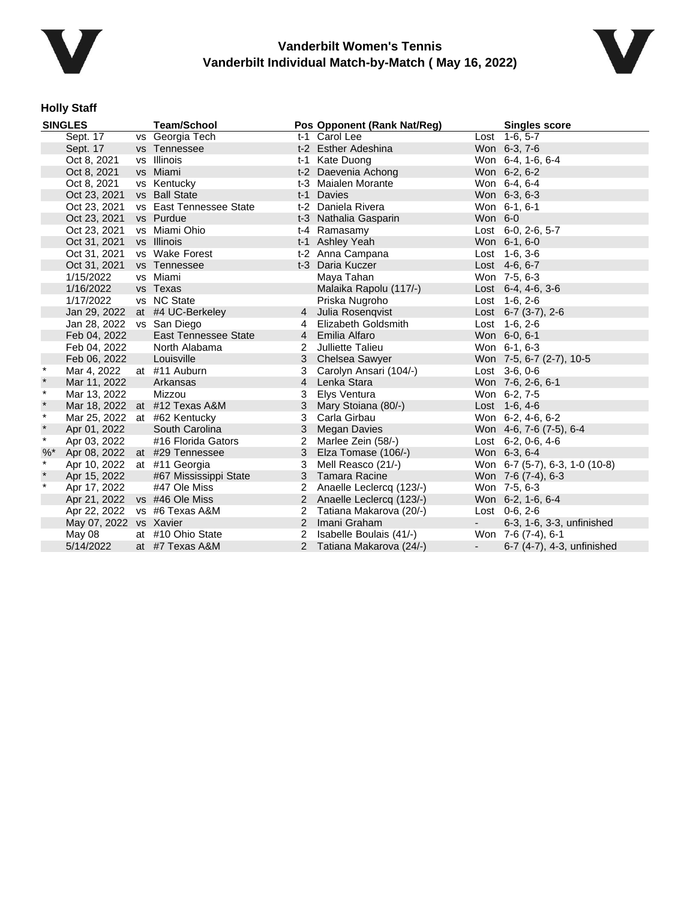# Vanderbilt Women's Tennis
## Vanderbilt Individual Match-by-Match ( May 16, 2022)

### Holly Staff

| SINGLES | | | Team/School | Pos | Opponent (Rank Nat/Reg) | | Singles score |
|---|---|---|---|---|---|---|---|
| | Sept. 17 | vs | Georgia Tech | t-1 | Carol Lee | Lost | 1-6, 5-7 |
| | Sept. 17 | vs | Tennessee | t-2 | Esther Adeshina | Won | 6-3, 7-6 |
| | Oct 8, 2021 | vs | Illinois | t-1 | Kate Duong | Won | 6-4, 1-6, 6-4 |
| | Oct 8, 2021 | vs | Miami | t-2 | Daevenia Achong | Won | 6-2, 6-2 |
| | Oct 8, 2021 | vs | Kentucky | t-3 | Maialen Morante | Won | 6-4, 6-4 |
| | Oct 23, 2021 | vs | Ball State | t-1 | Davies | Won | 6-3, 6-3 |
| | Oct 23, 2021 | vs | East Tennessee State | t-2 | Daniela Rivera | Won | 6-1, 6-1 |
| | Oct 23, 2021 | vs | Purdue | t-3 | Nathalia Gasparin | Won | 6-0 |
| | Oct 23, 2021 | vs | Miami Ohio | t-4 | Ramasamy | Lost | 6-0, 2-6, 5-7 |
| | Oct 31, 2021 | vs | Illinois | t-1 | Ashley Yeah | Won | 6-1, 6-0 |
| | Oct 31, 2021 | vs | Wake Forest | t-2 | Anna Campana | Lost | 1-6, 3-6 |
| | Oct 31, 2021 | vs | Tennessee | t-3 | Daria Kuczer | Lost | 4-6, 6-7 |
| | 1/15/2022 | vs | Miami | | Maya Tahan | Won | 7-5, 6-3 |
| | 1/16/2022 | vs | Texas | | Malaika Rapolu (117/-) | Lost | 6-4, 4-6, 3-6 |
| | 1/17/2022 | vs | NC State | | Priska Nugroho | Lost | 1-6, 2-6 |
| | Jan 29, 2022 | at | #4 UC-Berkeley | 4 | Julia Rosenqvist | Lost | 6-7 (3-7), 2-6 |
| | Jan 28, 2022 | vs | San Diego | 4 | Elizabeth Goldsmith | Lost | 1-6, 2-6 |
| | Feb 04, 2022 | | East Tennessee State | 4 | Emilia Alfaro | Won | 6-0, 6-1 |
| | Feb 04, 2022 | | North Alabama | 2 | Julliette Talieu | Won | 6-1, 6-3 |
| | Feb 06, 2022 | | Louisville | 3 | Chelsea Sawyer | Won | 7-5, 6-7 (2-7), 10-5 |
| * | Mar 4, 2022 | at | #11 Auburn | 3 | Carolyn Ansari (104/-) | Lost | 3-6, 0-6 |
| * | Mar 11, 2022 | | Arkansas | 4 | Lenka Stara | Won | 7-6, 2-6, 6-1 |
| * | Mar 13, 2022 | | Mizzou | 3 | Elys Ventura | Won | 6-2, 7-5 |
| * | Mar 18, 2022 | at | #12 Texas A&M | 3 | Mary Stoiana (80/-) | Lost | 1-6, 4-6 |
| * | Mar 25, 2022 | at | #62 Kentucky | 3 | Carla Girbau | Won | 6-2, 4-6, 6-2 |
| * | Apr 01, 2022 | | South Carolina | 3 | Megan Davies | Won | 4-6, 7-6 (7-5), 6-4 |
| * | Apr 03, 2022 | | #16 Florida Gators | 2 | Marlee Zein (58/-) | Lost | 6-2, 0-6, 4-6 |
| %* | Apr 08, 2022 | at | #29 Tennessee | 3 | Elza Tomase (106/-) | Won | 6-3, 6-4 |
| * | Apr 10, 2022 | at | #11 Georgia | 3 | Mell Reasco (21/-) | Won | 6-7 (5-7), 6-3, 1-0 (10-8) |
| * | Apr 15, 2022 | | #67 Mississippi State | 3 | Tamara Racine | Won | 7-6 (7-4), 6-3 |
| * | Apr 17, 2022 | | #47 Ole Miss | 2 | Anaelle Leclercq (123/-) | Won | 7-5, 6-3 |
| | Apr 21, 2022 | vs | #46 Ole Miss | 2 | Anaelle Leclercq (123/-) | Won | 6-2, 1-6, 6-4 |
| | Apr 22, 2022 | vs | #6 Texas A&M | 2 | Tatiana Makarova (20/-) | Lost | 0-6, 2-6 |
| | May 07, 2022 | vs | Xavier | 2 | Imani Graham | - | 6-3, 1-6, 3-3, unfinished |
| | May 08 | at | #10 Ohio State | 2 | Isabelle Boulais (41/-) | Won | 7-6 (7-4), 6-1 |
| | 5/14/2022 | at | #7 Texas A&M | 2 | Tatiana Makarova (24/-) | - | 6-7 (4-7), 4-3, unfinished |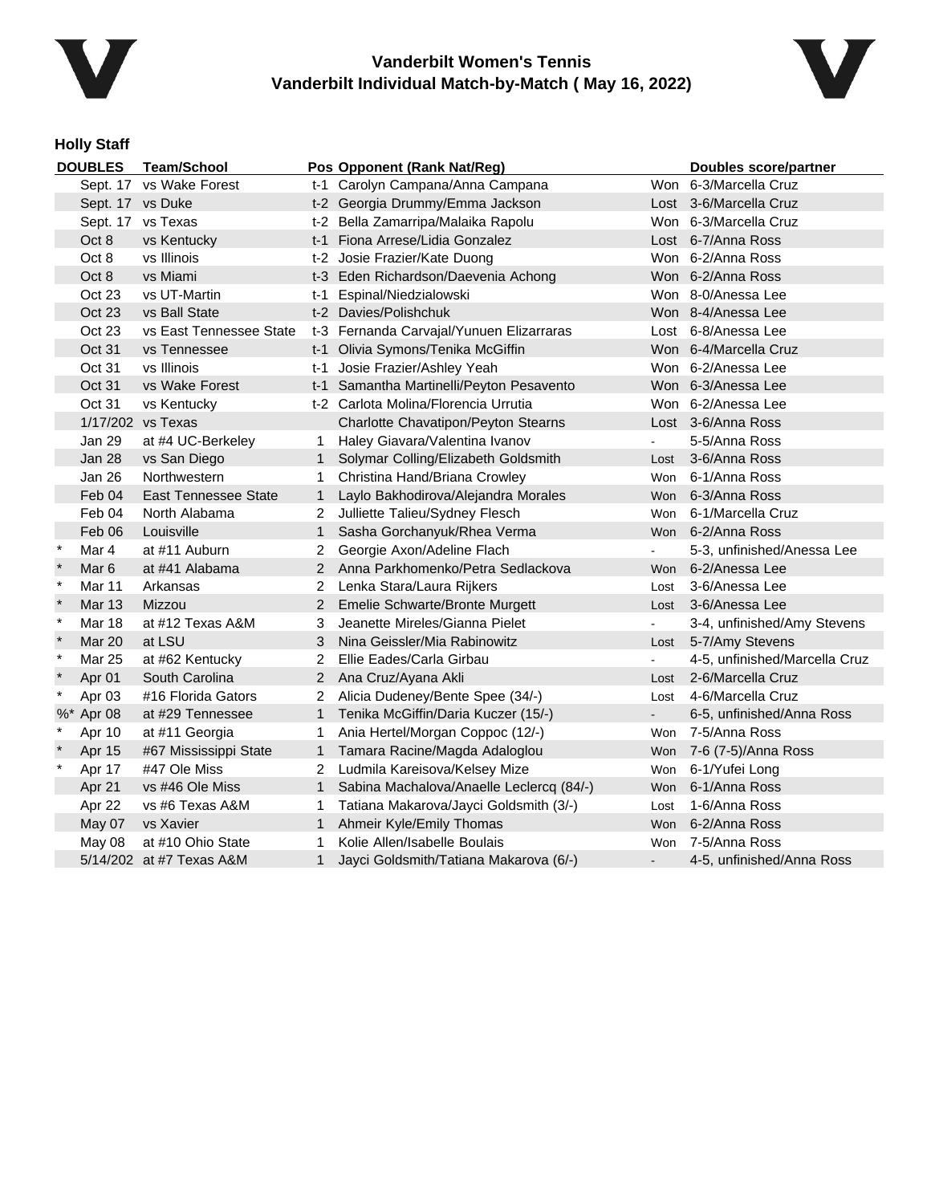# Vanderbilt Women's Tennis

## Vanderbilt Individual Match-by-Match ( May 16, 2022)

### Holly Staff

| DOUBLES | | Team/School | Pos | Opponent (Rank Nat/Reg) | | Doubles score/partner |
|---|---|---|---|---|---|---|
| | Sept. 17 | vs Wake Forest | t-1 | Carolyn Campana/Anna Campana | Won | 6-3/Marcella Cruz |
| | Sept. 17 | vs Duke | t-2 | Georgia Drummy/Emma Jackson | Lost | 3-6/Marcella Cruz |
| | Sept. 17 | vs Texas | t-2 | Bella Zamarripa/Malaika Rapolu | Won | 6-3/Marcella Cruz |
| | Oct 8 | vs Kentucky | t-1 | Fiona Arrese/Lidia Gonzalez | Lost | 6-7/Anna Ross |
| | Oct 8 | vs Illinois | t-2 | Josie Frazier/Kate Duong | Won | 6-2/Anna Ross |
| | Oct 8 | vs Miami | t-3 | Eden Richardson/Daevenia Achong | Won | 6-2/Anna Ross |
| | Oct 23 | vs UT-Martin | t-1 | Espinal/Niedzialowski | Won | 8-0/Anessa Lee |
| | Oct 23 | vs Ball State | t-2 | Davies/Polishchuk | Won | 8-4/Anessa Lee |
| | Oct 23 | vs East Tennessee State | t-3 | Fernanda Carvajal/Yunuen Elizarraras | Lost | 6-8/Anessa Lee |
| | Oct 31 | vs Tennessee | t-1 | Olivia Symons/Tenika McGiffin | Won | 6-4/Marcella Cruz |
| | Oct 31 | vs Illinois | t-1 | Josie Frazier/Ashley Yeah | Won | 6-2/Anessa Lee |
| | Oct 31 | vs Wake Forest | t-1 | Samantha Martinelli/Peyton Pesavento | Won | 6-3/Anessa Lee |
| | Oct 31 | vs Kentucky | t-2 | Carlota Molina/Florencia Urrutia | Won | 6-2/Anessa Lee |
| | 1/17/202 | vs Texas | | Charlotte Chavatipon/Peyton Stearns | Lost | 3-6/Anna Ross |
| | Jan 29 | at #4 UC-Berkeley | 1 | Haley Giavara/Valentina Ivanov | - | 5-5/Anna Ross |
| | Jan 28 | vs San Diego | 1 | Solymar Colling/Elizabeth Goldsmith | Lost | 3-6/Anna Ross |
| | Jan 26 | Northwestern | 1 | Christina Hand/Briana Crowley | Won | 6-1/Anna Ross |
| | Feb 04 | East Tennessee State | 1 | Laylo Bakhodirova/Alejandra Morales | Won | 6-3/Anna Ross |
| | Feb 04 | North Alabama | 2 | Julliette Talieu/Sydney Flesch | Won | 6-1/Marcella Cruz |
| | Feb 06 | Louisville | 1 | Sasha Gorchanyuk/Rhea Verma | Won | 6-2/Anna Ross |
| * | Mar 4 | at #11 Auburn | 2 | Georgie Axon/Adeline Flach | - | 5-3, unfinished/Anessa Lee |
| * | Mar 6 | at #41 Alabama | 2 | Anna Parkhomenko/Petra Sedlackova | Won | 6-2/Anessa Lee |
| * | Mar 11 | Arkansas | 2 | Lenka Stara/Laura Rijkers | Lost | 3-6/Anessa Lee |
| * | Mar 13 | Mizzou | 2 | Emelie Schwarte/Bronte Murgett | Lost | 3-6/Anessa Lee |
| * | Mar 18 | at #12 Texas A&M | 3 | Jeanette Mireles/Gianna Pielet | - | 3-4, unfinished/Amy Stevens |
| * | Mar 20 | at LSU | 3 | Nina Geissler/Mia Rabinowitz | Lost | 5-7/Amy Stevens |
| * | Mar 25 | at #62 Kentucky | 2 | Ellie Eades/Carla Girbau | - | 4-5, unfinished/Marcella Cruz |
| * | Apr 01 | South Carolina | 2 | Ana Cruz/Ayana Akli | Lost | 2-6/Marcella Cruz |
| * | Apr 03 | #16 Florida Gators | 2 | Alicia Dudeney/Bente Spee (34/-) | Lost | 4-6/Marcella Cruz |
| %* | Apr 08 | at #29 Tennessee | 1 | Tenika McGiffin/Daria Kuczer (15/-) | - | 6-5, unfinished/Anna Ross |
| * | Apr 10 | at #11 Georgia | 1 | Ania Hertel/Morgan Coppoc (12/-) | Won | 7-5/Anna Ross |
| * | Apr 15 | #67 Mississippi State | 1 | Tamara Racine/Magda Adaloglou | Won | 7-6 (7-5)/Anna Ross |
| * | Apr 17 | #47 Ole Miss | 2 | Ludmila Kareisova/Kelsey Mize | Won | 6-1/Yufei Long |
| | Apr 21 | vs #46 Ole Miss | 1 | Sabina Machalova/Anaelle Leclercq (84/-) | Won | 6-1/Anna Ross |
| | Apr 22 | vs #6 Texas A&M | 1 | Tatiana Makarova/Jayci Goldsmith (3/-) | Lost | 1-6/Anna Ross |
| | May 07 | vs Xavier | 1 | Ahmeir Kyle/Emily Thomas | Won | 6-2/Anna Ross |
| | May 08 | at #10 Ohio State | 1 | Kolie Allen/Isabelle Boulais | Won | 7-5/Anna Ross |
| | 5/14/202 | at #7 Texas A&M | 1 | Jayci Goldsmith/Tatiana Makarova (6/-) | - | 4-5, unfinished/Anna Ross |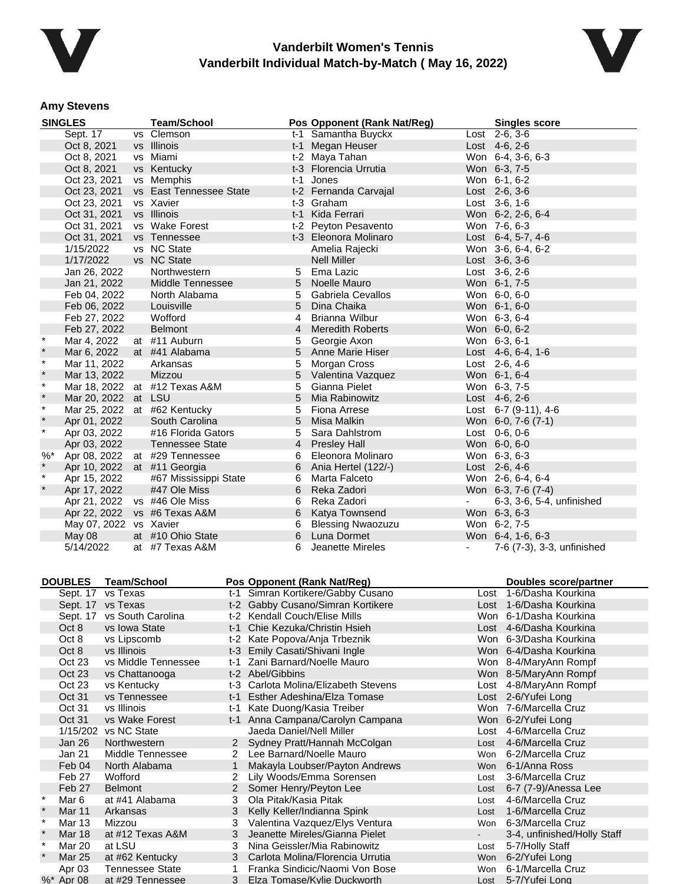## Vanderbilt Women's Tennis
## Vanderbilt Individual Match-by-Match ( May 16, 2022)

### Amy Stevens

| SINGLES | | | Team/School | Pos | Opponent (Rank Nat/Reg) | | Singles score |
|---|---|---|---|---|---|---|---|
| | Sept. 17 | vs | Clemson | t-1 | Samantha Buyckx | Lost | 2-6, 3-6 |
| | Oct 8, 2021 | vs | Illinois | t-1 | Megan Heuser | Lost | 4-6, 2-6 |
| | Oct 8, 2021 | vs | Miami | t-2 | Maya Tahan | Won | 6-4, 3-6, 6-3 |
| | Oct 8, 2021 | vs | Kentucky | t-3 | Florencia Urrutia | Won | 6-3, 7-5 |
| | Oct 23, 2021 | vs | Memphis | t-1 | Jones | Won | 6-1, 6-2 |
| | Oct 23, 2021 | vs | East Tennessee State | t-2 | Fernanda Carvajal | Lost | 2-6, 3-6 |
| | Oct 23, 2021 | vs | Xavier | t-3 | Graham | Lost | 3-6, 1-6 |
| | Oct 31, 2021 | vs | Illinois | t-1 | Kida Ferrari | Won | 6-2, 2-6, 6-4 |
| | Oct 31, 2021 | vs | Wake Forest | t-2 | Peyton Pesavento | Won | 7-6, 6-3 |
| | Oct 31, 2021 | vs | Tennessee | t-3 | Eleonora Molinaro | Lost | 6-4, 5-7, 4-6 |
| | 1/15/2022 | vs | NC State | | Amelia Rajecki | Won | 3-6, 6-4, 6-2 |
| | 1/17/2022 | vs | NC State | | Nell Miller | Lost | 3-6, 3-6 |
| | Jan 26, 2022 | | Northwestern | 5 | Ema Lazic | Lost | 3-6, 2-6 |
| | Jan 21, 2022 | | Middle Tennessee | 5 | Noelle Mauro | Won | 6-1, 7-5 |
| | Feb 04, 2022 | | North Alabama | 5 | Gabriela Cevallos | Won | 6-0, 6-0 |
| | Feb 06, 2022 | | Louisville | 5 | Dina Chaika | Won | 6-1, 6-0 |
| | Feb 27, 2022 | | Wofford | 4 | Brianna Wilbur | Won | 6-3, 6-4 |
| | Feb 27, 2022 | | Belmont | 4 | Meredith Roberts | Won | 6-0, 6-2 |
| * | Mar 4, 2022 | at | #11 Auburn | 5 | Georgie Axon | Won | 6-3, 6-1 |
| * | Mar 6, 2022 | at | #41 Alabama | 5 | Anne Marie Hiser | Lost | 4-6, 6-4, 1-6 |
| * | Mar 11, 2022 | | Arkansas | 5 | Morgan Cross | Lost | 2-6, 4-6 |
| * | Mar 13, 2022 | | Mizzou | 5 | Valentina Vazquez | Won | 6-1, 6-4 |
| * | Mar 18, 2022 | at | #12 Texas A&M | 5 | Gianna Pielet | Won | 6-3, 7-5 |
| * | Mar 20, 2022 | at | LSU | 5 | Mia Rabinowitz | Lost | 4-6, 2-6 |
| * | Mar 25, 2022 | at | #62 Kentucky | 5 | Fiona Arrese | Lost | 6-7 (9-11), 4-6 |
| * | Apr 01, 2022 | | South Carolina | 5 | Misa Malkin | Won | 6-0, 7-6 (7-1) |
| * | Apr 03, 2022 | | #16 Florida Gators | 5 | Sara Dahlstrom | Lost | 0-6, 0-6 |
| | Apr 03, 2022 | | Tennessee State | 4 | Presley Hall | Won | 6-0, 6-0 |
| %* | Apr 08, 2022 | at | #29 Tennessee | 6 | Eleonora Molinaro | Won | 6-3, 6-3 |
| * | Apr 10, 2022 | at | #11 Georgia | 6 | Ania Hertel (122/-) | Lost | 2-6, 4-6 |
| * | Apr 15, 2022 | | #67 Mississippi State | 6 | Marta Falceto | Won | 2-6, 6-4, 6-4 |
| * | Apr 17, 2022 | | #47 Ole Miss | 6 | Reka Zadori | Won | 6-3, 7-6 (7-4) |
| | Apr 21, 2022 | vs | #46 Ole Miss | 6 | Reka Zadori | - | 6-3, 3-6, 5-4, unfinished |
| | Apr 22, 2022 | vs | #6 Texas A&M | 6 | Katya Townsend | Won | 6-3, 6-3 |
| | May 07, 2022 | vs | Xavier | 6 | Blessing Nwaozuzu | Won | 6-2, 7-5 |
| | May 08 | at | #10 Ohio State | 6 | Luna Dormet | Won | 6-4, 1-6, 6-3 |
| | 5/14/2022 | at | #7 Texas A&M | 6 | Jeanette Mireles | - | 7-6 (7-3), 3-3, unfinished |

| DOUBLES | | Team/School | Pos | Opponent (Rank Nat/Reg) | | Doubles score/partner |
|---|---|---|---|---|---|---|
| | Sept. 17 | vs Texas | t-1 | Simran Kortikere/Gabby Cusano | Lost | 1-6/Dasha Kourkina |
| | Sept. 17 | vs Texas | t-2 | Gabby Cusano/Simran Kortikere | Lost | 1-6/Dasha Kourkina |
| | Sept. 17 | vs South Carolina | t-2 | Kendall Couch/Elise Mills | Won | 6-1/Dasha Kourkina |
| | Oct 8 | vs Iowa State | t-1 | Chie Kezuka/Christin Hsieh | Lost | 4-6/Dasha Kourkina |
| | Oct 8 | vs Lipscomb | t-2 | Kate Popova/Anja Trbeznik | Won | 6-3/Dasha Kourkina |
| | Oct 8 | vs Illinois | t-3 | Emily Casati/Shivani Ingle | Won | 6-4/Dasha Kourkina |
| | Oct 23 | vs Middle Tennessee | t-1 | Zani Barnard/Noelle Mauro | Won | 8-4/MaryAnn Rompf |
| | Oct 23 | vs Chattanooga | t-2 | Abel/Gibbins | Won | 8-5/MaryAnn Rompf |
| | Oct 23 | vs Kentucky | t-3 | Carlota Molina/Elizabeth Stevens | Lost | 4-8/MaryAnn Rompf |
| | Oct 31 | vs Tennessee | t-1 | Esther Adeshina/Elza Tomase | Lost | 2-6/Yufei Long |
| | Oct 31 | vs Illinois | t-1 | Kate Duong/Kasia Treiber | Won | 7-6/Marcella Cruz |
| | Oct 31 | vs Wake Forest | t-1 | Anna Campana/Carolyn Campana | Won | 6-2/Yufei Long |
| | 1/15/202 | vs NC State | | Jaeda Daniel/Nell Miller | Lost | 4-6/Marcella Cruz |
| | Jan 26 | Northwestern | 2 | Sydney Pratt/Hannah McColgan | Lost | 4-6/Marcella Cruz |
| | Jan 21 | Middle Tennessee | 2 | Lee Barnard/Noelle Mauro | Won | 6-2/Marcella Cruz |
| | Feb 04 | North Alabama | 1 | Makayla Loubser/Payton Andrews | Won | 6-1/Anna Ross |
| | Feb 27 | Wofford | 2 | Lily Woods/Emma Sorensen | Lost | 3-6/Marcella Cruz |
| | Feb 27 | Belmont | 2 | Somer Henry/Peyton Lee | Lost | 6-7 (7-9)/Anessa Lee |
| * | Mar 6 | at #41 Alabama | 3 | Ola Pitak/Kasia Pitak | Lost | 4-6/Marcella Cruz |
| * | Mar 11 | Arkansas | 3 | Kelly Keller/Indianna Spink | Lost | 1-6/Marcella Cruz |
| * | Mar 13 | Mizzou | 3 | Valentina Vazquez/Elys Ventura | Won | 6-3/Marcella Cruz |
| * | Mar 18 | at #12 Texas A&M | 3 | Jeanette Mireles/Gianna Pielet | - | 3-4, unfinished/Holly Staff |
| * | Mar 20 | at LSU | 3 | Nina Geissler/Mia Rabinowitz | Lost | 5-7/Holly Staff |
| * | Mar 25 | at #62 Kentucky | 3 | Carlota Molina/Florencia Urrutia | Won | 6-2/Yufei Long |
| | Apr 03 | Tennessee State | 1 | Franka Sindicic/Naomi Von Bose | Won | 6-1/Marcella Cruz |
| %* | Apr 08 | at #29 Tennessee | 3 | Elza Tomase/Kylie Duckworth | Lost | 5-7/Yufei Long |